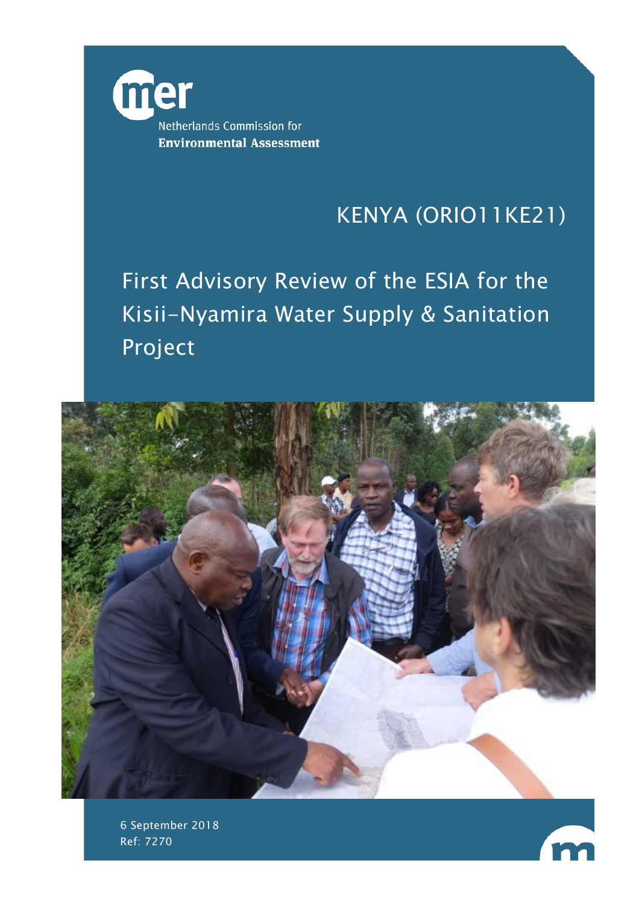Netherlands Commission for
**Environmental Assessment**

KENYA (ORIO11KE21)

# First Advisory Review of the ESIA for the Kisii-Nyamira Water Supply & Sanitation Project

6 September 2018
Ref: 7270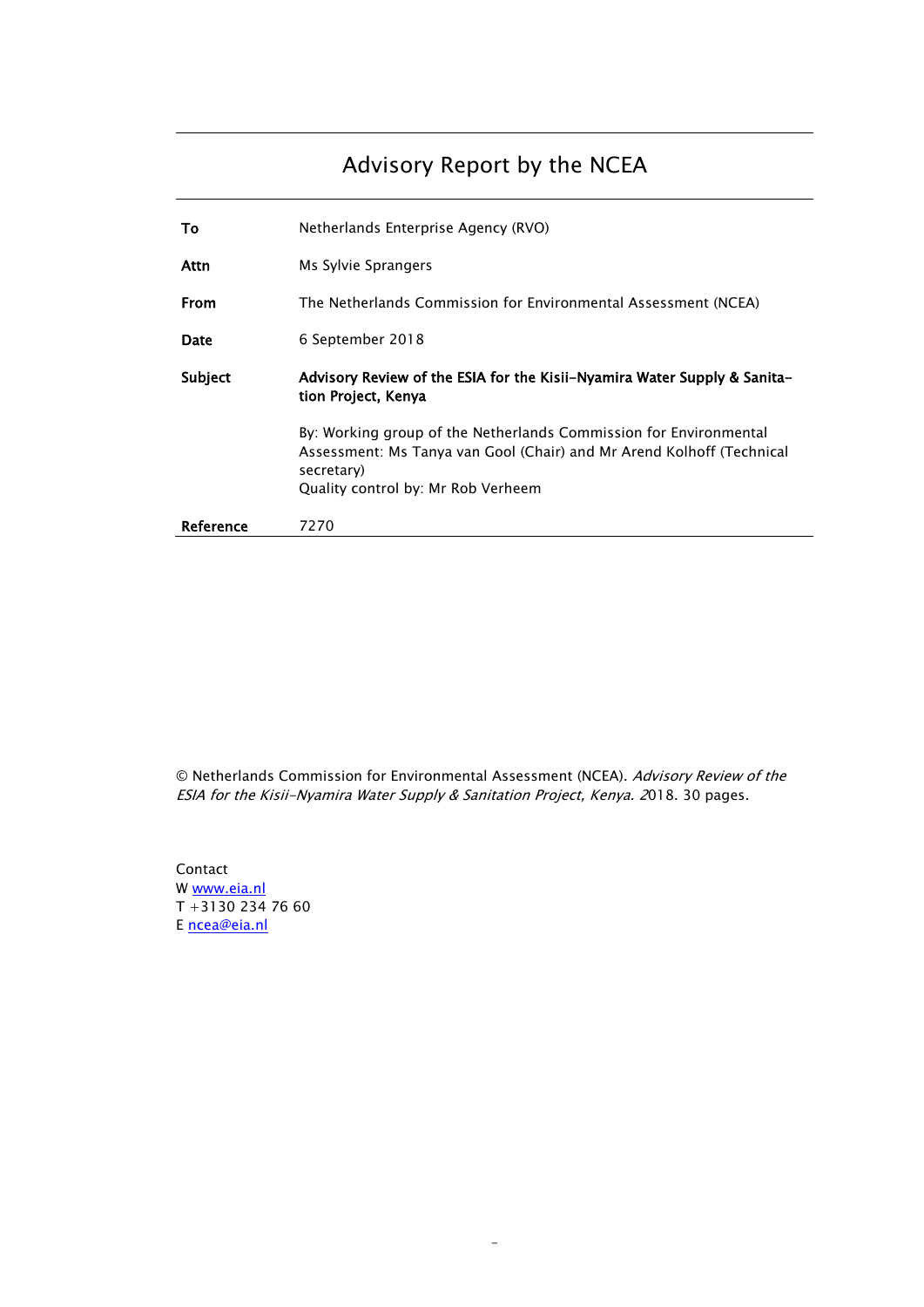# Advisory Report by the NCEA

| | |
|---|---|
| **To** | Netherlands Enterprise Agency (RVO) |
| **Attn** | Ms Sylvie Sprangers |
| **From** | The Netherlands Commission for Environmental Assessment (NCEA) |
| **Date** | 6 September 2018 |
| **Subject** | **Advisory Review of the ESIA for the Kisii-Nyamira Water Supply & Sanitation Project, Kenya**<br><br>By: Working group of the Netherlands Commission for Environmental Assessment: Ms Tanya van Gool (Chair) and Mr Arend Kolhoff (Technical secretary)<br>Quality control by: Mr Rob Verheem |
| **Reference** | 7270 |

© Netherlands Commission for Environmental Assessment (NCEA). *Advisory Review of the ESIA for the Kisii-Nyamira Water Supply & Sanitation Project, Kenya. 2*018. 30 pages.

Contact
W www.eia.nl
T +3130 234 76 60
E ncea@eia.nl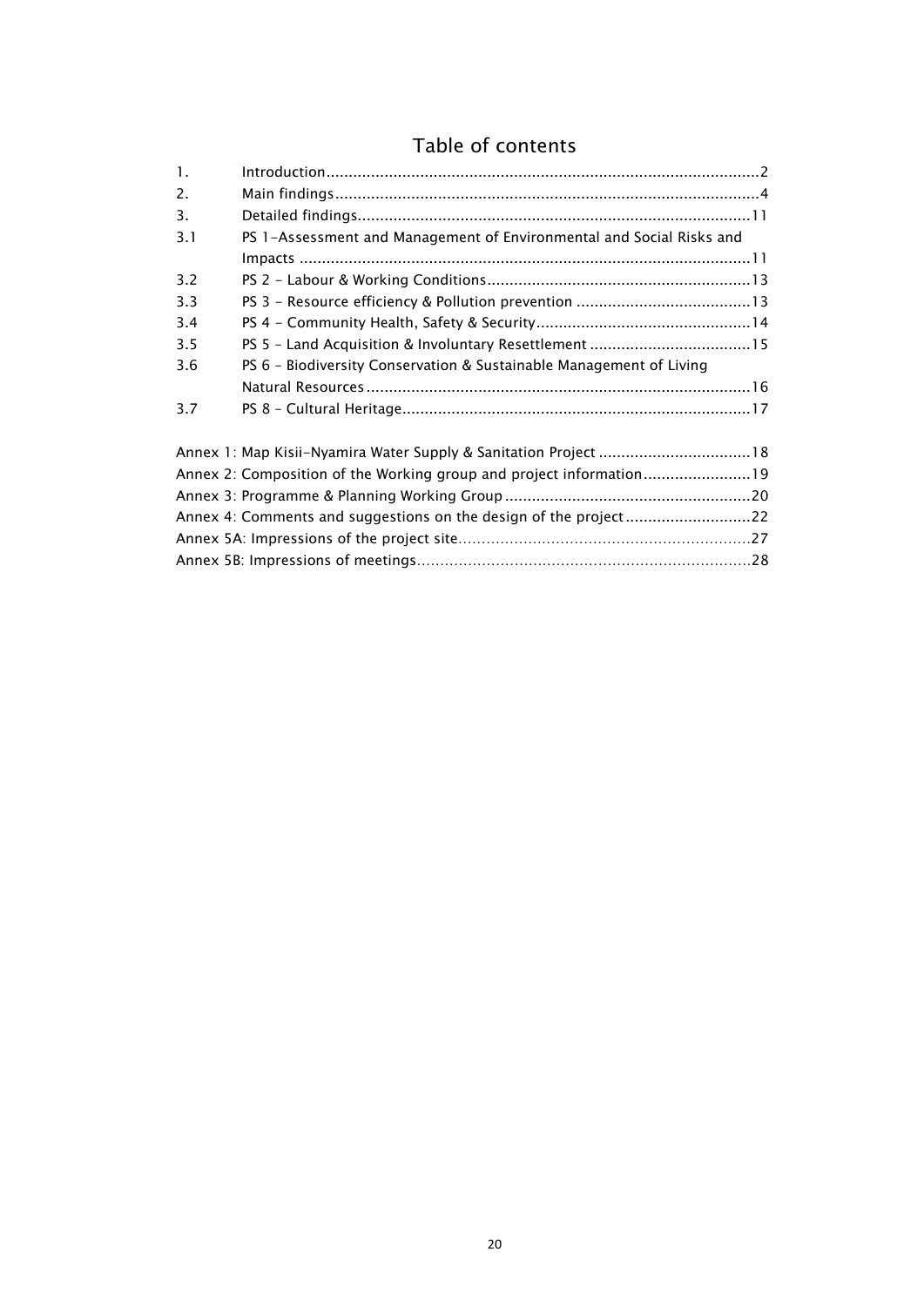# Table of contents

| | | |
|---|---|---|
| 1. | Introduction | 2 |
| 2. | Main findings | 4 |
| 3. | Detailed findings | 11 |
| 3.1 | PS 1-Assessment and Management of Environmental and Social Risks and Impacts | 11 |
| 3.2 | PS 2 - Labour & Working Conditions | 13 |
| 3.3 | PS 3 - Resource efficiency & Pollution prevention | 13 |
| 3.4 | PS 4 - Community Health, Safety & Security | 14 |
| 3.5 | PS 5 – Land Acquisition & Involuntary Resettlement | 15 |
| 3.6 | PS 6 – Biodiversity Conservation & Sustainable Management of Living Natural Resources | 16 |
| 3.7 | PS 8 – Cultural Heritage | 17 |

| | |
|---|---|
| Annex 1: Map Kisii-Nyamira Water Supply & Sanitation Project | 18 |
| Annex 2: Composition of the Working group and project information | 19 |
| Annex 3: Programme & Planning Working Group | 20 |
| Annex 4: Comments and suggestions on the design of the project | 22 |
| Annex 5A: Impressions of the project site | 27 |
| Annex 5B: Impressions of meetings | 28 |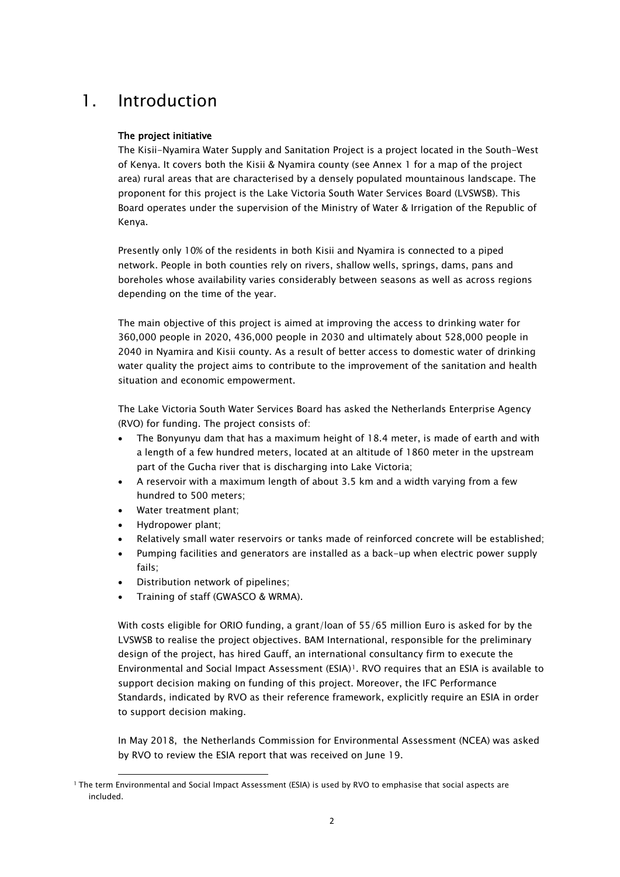# 1. Introduction

**The project initiative**

The Kisii-Nyamira Water Supply and Sanitation Project is a project located in the South-West of Kenya. It covers both the Kisii & Nyamira county (see Annex 1 for a map of the project area) rural areas that are characterised by a densely populated mountainous landscape. The proponent for this project is the Lake Victoria South Water Services Board (LVSWSB). This Board operates under the supervision of the Ministry of Water & Irrigation of the Republic of Kenya.

Presently only 10% of the residents in both Kisii and Nyamira is connected to a piped network. People in both counties rely on rivers, shallow wells, springs, dams, pans and boreholes whose availability varies considerably between seasons as well as across regions depending on the time of the year.

The main objective of this project is aimed at improving the access to drinking water for 360,000 people in 2020, 436,000 people in 2030 and ultimately about 528,000 people in 2040 in Nyamira and Kisii county. As a result of better access to domestic water of drinking water quality the project aims to contribute to the improvement of the sanitation and health situation and economic empowerment.

The Lake Victoria South Water Services Board has asked the Netherlands Enterprise Agency (RVO) for funding. The project consists of:

- The Bonyunyu dam that has a maximum height of 18.4 meter, is made of earth and with a length of a few hundred meters, located at an altitude of 1860 meter in the upstream part of the Gucha river that is discharging into Lake Victoria;
- A reservoir with a maximum length of about 3.5 km and a width varying from a few hundred to 500 meters;
- Water treatment plant;
- Hydropower plant;
- Relatively small water reservoirs or tanks made of reinforced concrete will be established;
- Pumping facilities and generators are installed as a back-up when electric power supply fails;
- Distribution network of pipelines;
- Training of staff (GWASCO & WRMA).

With costs eligible for ORIO funding, a grant/loan of 55/65 million Euro is asked for by the LVSWSB to realise the project objectives. BAM International, responsible for the preliminary design of the project, has hired Gauff, an international consultancy firm to execute the Environmental and Social Impact Assessment (ESIA)[1]. RVO requires that an ESIA is available to support decision making on funding of this project. Moreover, the IFC Performance Standards, indicated by RVO as their reference framework, explicitly require an ESIA in order to support decision making.

In May 2018, the Netherlands Commission for Environmental Assessment (NCEA) was asked by RVO to review the ESIA report that was received on June 19.

[1] The term Environmental and Social Impact Assessment (ESIA) is used by RVO to emphasise that social aspects are included.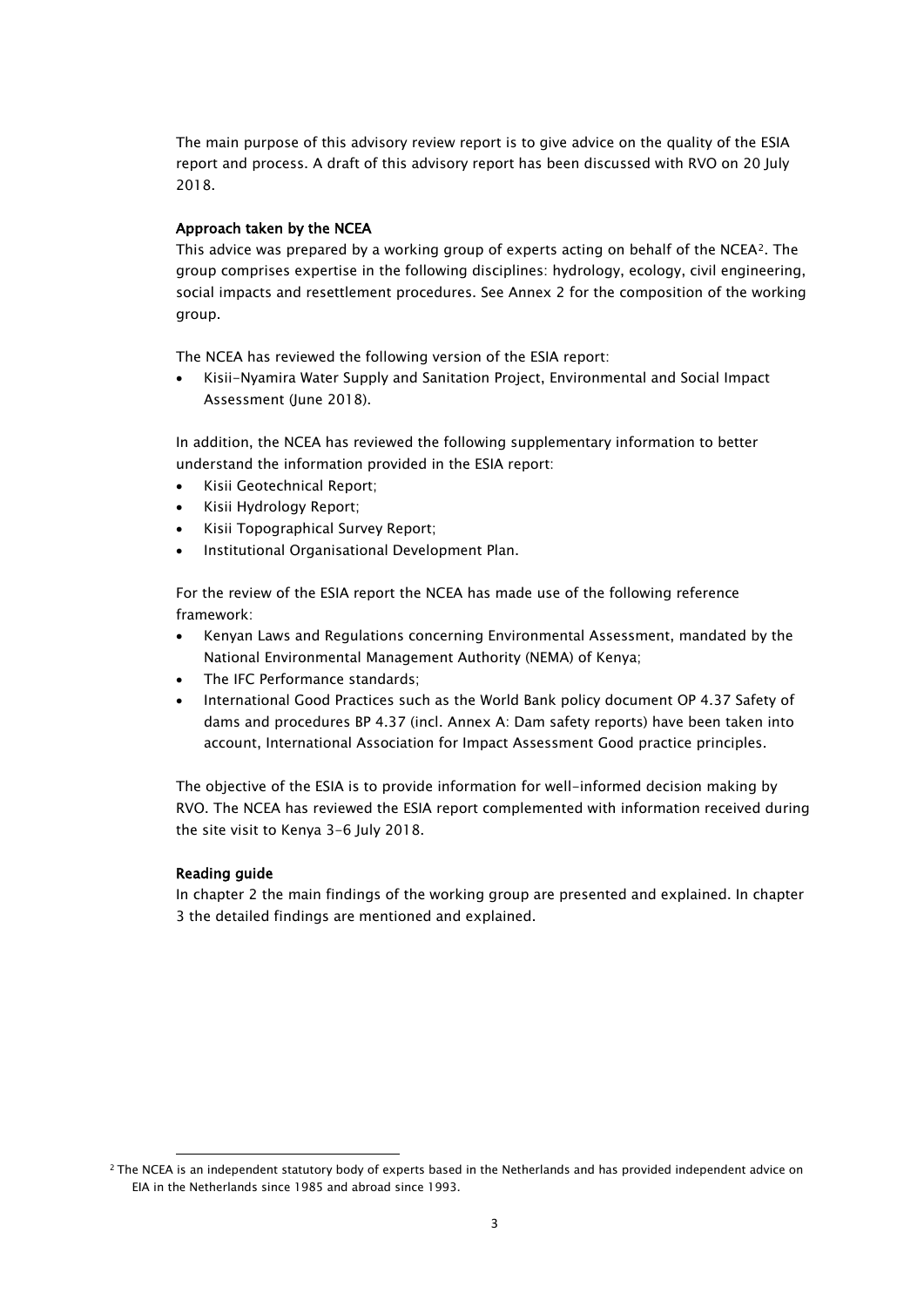The main purpose of this advisory review report is to give advice on the quality of the ESIA report and process. A draft of this advisory report has been discussed with RVO on 20 July 2018.

**Approach taken by the NCEA**

This advice was prepared by a working group of experts acting on behalf of the NCEA[2]. The group comprises expertise in the following disciplines: hydrology, ecology, civil engineering, social impacts and resettlement procedures. See Annex 2 for the composition of the working group.

The NCEA has reviewed the following version of the ESIA report:

- Kisii-Nyamira Water Supply and Sanitation Project, Environmental and Social Impact Assessment (June 2018).

In addition, the NCEA has reviewed the following supplementary information to better understand the information provided in the ESIA report:

- Kisii Geotechnical Report;
- Kisii Hydrology Report;
- Kisii Topographical Survey Report;
- Institutional Organisational Development Plan.

For the review of the ESIA report the NCEA has made use of the following reference framework:

- Kenyan Laws and Regulations concerning Environmental Assessment, mandated by the National Environmental Management Authority (NEMA) of Kenya;
- The IFC Performance standards;
- International Good Practices such as the World Bank policy document OP 4.37 Safety of dams and procedures BP 4.37 (incl. Annex A: Dam safety reports) have been taken into account, International Association for Impact Assessment Good practice principles.

The objective of the ESIA is to provide information for well-informed decision making by RVO. The NCEA has reviewed the ESIA report complemented with information received during the site visit to Kenya 3-6 July 2018.

**Reading guide**

In chapter 2 the main findings of the working group are presented and explained. In chapter 3 the detailed findings are mentioned and explained.

---

[2] The NCEA is an independent statutory body of experts based in the Netherlands and has provided independent advice on EIA in the Netherlands since 1985 and abroad since 1993.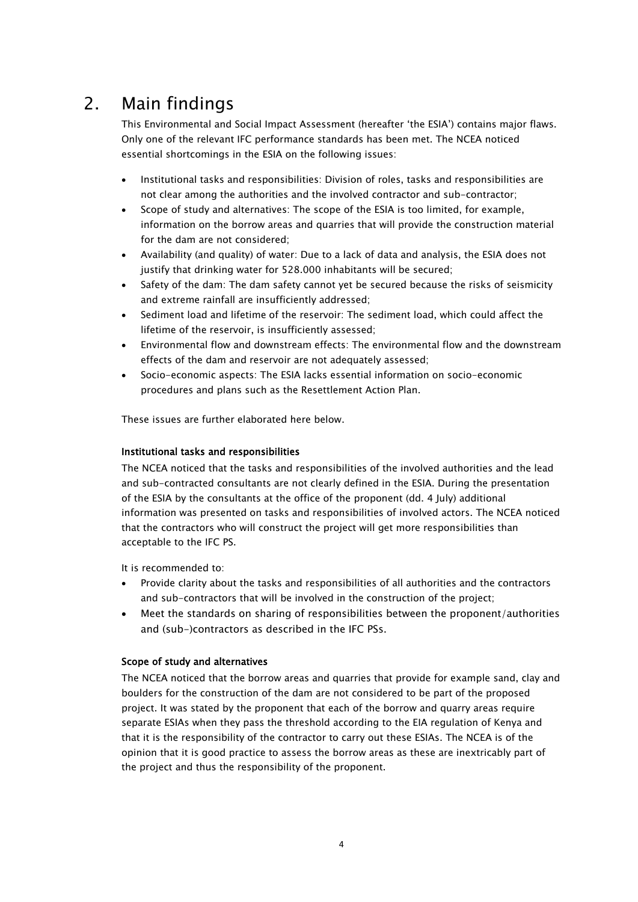# 2. Main findings

This Environmental and Social Impact Assessment (hereafter 'the ESIA') contains major flaws. Only one of the relevant IFC performance standards has been met. The NCEA noticed essential shortcomings in the ESIA on the following issues:

- Institutional tasks and responsibilities: Division of roles, tasks and responsibilities are not clear among the authorities and the involved contractor and sub-contractor;
- Scope of study and alternatives: The scope of the ESIA is too limited, for example, information on the borrow areas and quarries that will provide the construction material for the dam are not considered;
- Availability (and quality) of water: Due to a lack of data and analysis, the ESIA does not justify that drinking water for 528.000 inhabitants will be secured;
- Safety of the dam: The dam safety cannot yet be secured because the risks of seismicity and extreme rainfall are insufficiently addressed;
- Sediment load and lifetime of the reservoir: The sediment load, which could affect the lifetime of the reservoir, is insufficiently assessed;
- Environmental flow and downstream effects: The environmental flow and the downstream effects of the dam and reservoir are not adequately assessed;
- Socio-economic aspects: The ESIA lacks essential information on socio-economic procedures and plans such as the Resettlement Action Plan.

These issues are further elaborated here below.

**Institutional tasks and responsibilities**

The NCEA noticed that the tasks and responsibilities of the involved authorities and the lead and sub-contracted consultants are not clearly defined in the ESIA. During the presentation of the ESIA by the consultants at the office of the proponent (dd. 4 July) additional information was presented on tasks and responsibilities of involved actors. The NCEA noticed that the contractors who will construct the project will get more responsibilities than acceptable to the IFC PS.

It is recommended to:

- Provide clarity about the tasks and responsibilities of all authorities and the contractors and sub-contractors that will be involved in the construction of the project;
- Meet the standards on sharing of responsibilities between the proponent/authorities and (sub-)contractors as described in the IFC PSs.

**Scope of study and alternatives**

The NCEA noticed that the borrow areas and quarries that provide for example sand, clay and boulders for the construction of the dam are not considered to be part of the proposed project. It was stated by the proponent that each of the borrow and quarry areas require separate ESIAs when they pass the threshold according to the EIA regulation of Kenya and that it is the responsibility of the contractor to carry out these ESIAs. The NCEA is of the opinion that it is good practice to assess the borrow areas as these are inextricably part of the project and thus the responsibility of the proponent.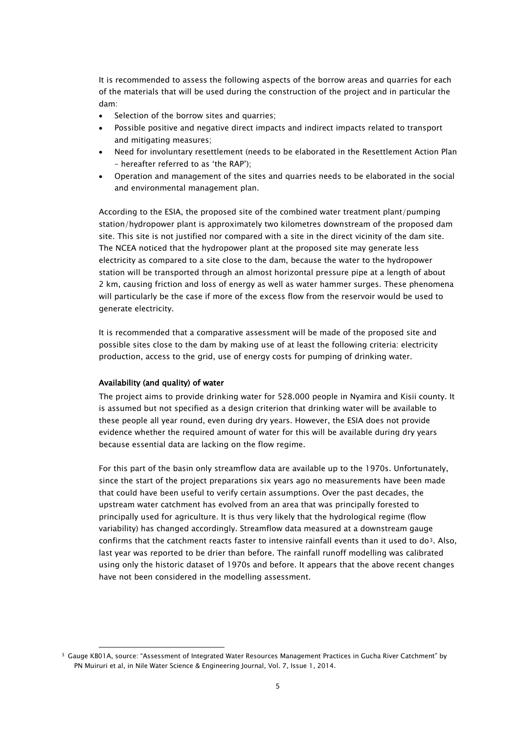It is recommended to assess the following aspects of the borrow areas and quarries for each of the materials that will be used during the construction of the project and in particular the dam:

- Selection of the borrow sites and quarries;
- Possible positive and negative direct impacts and indirect impacts related to transport and mitigating measures;
- Need for involuntary resettlement (needs to be elaborated in the Resettlement Action Plan – hereafter referred to as 'the RAP');
- Operation and management of the sites and quarries needs to be elaborated in the social and environmental management plan.

According to the ESIA, the proposed site of the combined water treatment plant/pumping station/hydropower plant is approximately two kilometres downstream of the proposed dam site. This site is not justified nor compared with a site in the direct vicinity of the dam site. The NCEA noticed that the hydropower plant at the proposed site may generate less electricity as compared to a site close to the dam, because the water to the hydropower station will be transported through an almost horizontal pressure pipe at a length of about 2 km, causing friction and loss of energy as well as water hammer surges. These phenomena will particularly be the case if more of the excess flow from the reservoir would be used to generate electricity.

It is recommended that a comparative assessment will be made of the proposed site and possible sites close to the dam by making use of at least the following criteria: electricity production, access to the grid, use of energy costs for pumping of drinking water.

#### Availability (and quality) of water

The project aims to provide drinking water for 528.000 people in Nyamira and Kisii county. It is assumed but not specified as a design criterion that drinking water will be available to these people all year round, even during dry years. However, the ESIA does not provide evidence whether the required amount of water for this will be available during dry years because essential data are lacking on the flow regime.

For this part of the basin only streamflow data are available up to the 1970s. Unfortunately, since the start of the project preparations six years ago no measurements have been made that could have been useful to verify certain assumptions. Over the past decades, the upstream water catchment has evolved from an area that was principally forested to principally used for agriculture. It is thus very likely that the hydrological regime (flow variability) has changed accordingly. Streamflow data measured at a downstream gauge confirms that the catchment reacts faster to intensive rainfall events than it used to do[3]. Also, last year was reported to be drier than before. The rainfall runoff modelling was calibrated using only the historic dataset of 1970s and before. It appears that the above recent changes have not been considered in the modelling assessment.

[3] Gauge KB01A, source: "Assessment of Integrated Water Resources Management Practices in Gucha River Catchment" by PN Muiruri et al, in Nile Water Science & Engineering Journal, Vol. 7, Issue 1, 2014.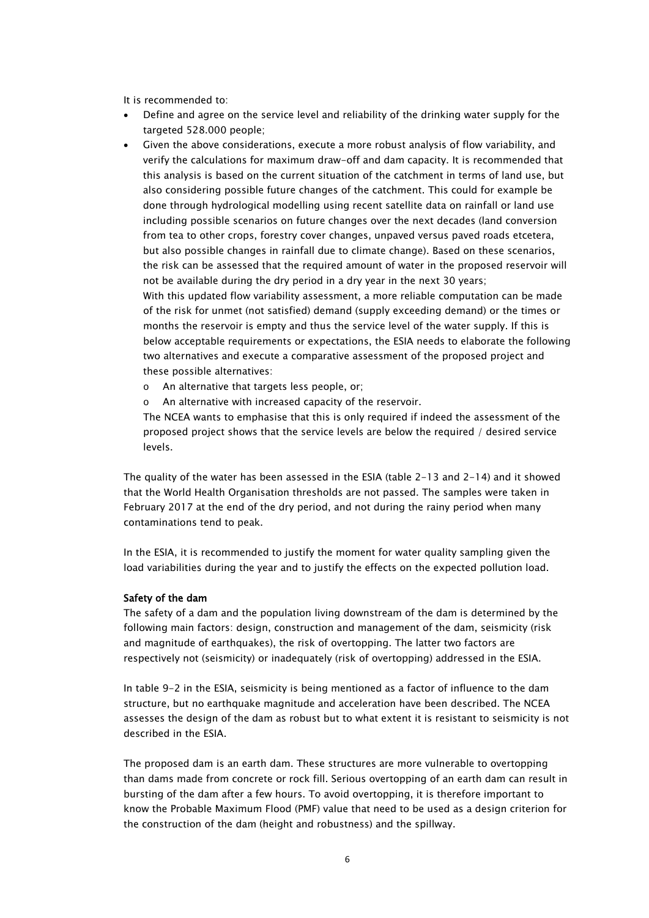It is recommended to:

- Define and agree on the service level and reliability of the drinking water supply for the targeted 528.000 people;
- Given the above considerations, execute a more robust analysis of flow variability, and verify the calculations for maximum draw-off and dam capacity. It is recommended that this analysis is based on the current situation of the catchment in terms of land use, but also considering possible future changes of the catchment. This could for example be done through hydrological modelling using recent satellite data on rainfall or land use including possible scenarios on future changes over the next decades (land conversion from tea to other crops, forestry cover changes, unpaved versus paved roads etcetera, but also possible changes in rainfall due to climate change). Based on these scenarios, the risk can be assessed that the required amount of water in the proposed reservoir will not be available during the dry period in a dry year in the next 30 years;

  With this updated flow variability assessment, a more reliable computation can be made of the risk for unmet (not satisfied) demand (supply exceeding demand) or the times or months the reservoir is empty and thus the service level of the water supply. If this is below acceptable requirements or expectations, the ESIA needs to elaborate the following two alternatives and execute a comparative assessment of the proposed project and these possible alternatives:

  - An alternative that targets less people, or;
  - An alternative with increased capacity of the reservoir.

  The NCEA wants to emphasise that this is only required if indeed the assessment of the proposed project shows that the service levels are below the required / desired service levels.

The quality of the water has been assessed in the ESIA (table 2-13 and 2-14) and it showed that the World Health Organisation thresholds are not passed. The samples were taken in February 2017 at the end of the dry period, and not during the rainy period when many contaminations tend to peak.

In the ESIA, it is recommended to justify the moment for water quality sampling given the load variabilities during the year and to justify the effects on the expected pollution load.

**Safety of the dam**

The safety of a dam and the population living downstream of the dam is determined by the following main factors: design, construction and management of the dam, seismicity (risk and magnitude of earthquakes), the risk of overtopping. The latter two factors are respectively not (seismicity) or inadequately (risk of overtopping) addressed in the ESIA.

In table 9-2 in the ESIA, seismicity is being mentioned as a factor of influence to the dam structure, but no earthquake magnitude and acceleration have been described. The NCEA assesses the design of the dam as robust but to what extent it is resistant to seismicity is not described in the ESIA.

The proposed dam is an earth dam. These structures are more vulnerable to overtopping than dams made from concrete or rock fill. Serious overtopping of an earth dam can result in bursting of the dam after a few hours. To avoid overtopping, it is therefore important to know the Probable Maximum Flood (PMF) value that need to be used as a design criterion for the construction of the dam (height and robustness) and the spillway.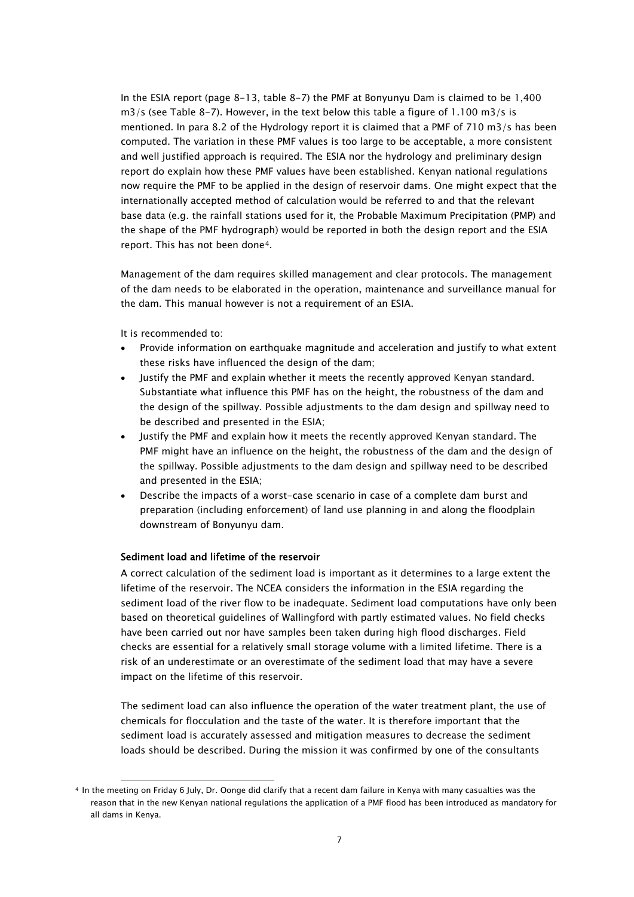In the ESIA report (page 8-13, table 8-7) the PMF at Bonyunyu Dam is claimed to be 1,400 m3/s (see Table 8-7). However, in the text below this table a figure of 1.100 m3/s is mentioned. In para 8.2 of the Hydrology report it is claimed that a PMF of 710 m3/s has been computed. The variation in these PMF values is too large to be acceptable, a more consistent and well justified approach is required. The ESIA nor the hydrology and preliminary design report do explain how these PMF values have been established. Kenyan national regulations now require the PMF to be applied in the design of reservoir dams. One might expect that the internationally accepted method of calculation would be referred to and that the relevant base data (e.g. the rainfall stations used for it, the Probable Maximum Precipitation (PMP) and the shape of the PMF hydrograph) would be reported in both the design report and the ESIA report. This has not been done[4].

Management of the dam requires skilled management and clear protocols. The management of the dam needs to be elaborated in the operation, maintenance and surveillance manual for the dam. This manual however is not a requirement of an ESIA.

It is recommended to:

- Provide information on earthquake magnitude and acceleration and justify to what extent these risks have influenced the design of the dam;
- Justify the PMF and explain whether it meets the recently approved Kenyan standard. Substantiate what influence this PMF has on the height, the robustness of the dam and the design of the spillway. Possible adjustments to the dam design and spillway need to be described and presented in the ESIA;
- Justify the PMF and explain how it meets the recently approved Kenyan standard. The PMF might have an influence on the height, the robustness of the dam and the design of the spillway. Possible adjustments to the dam design and spillway need to be described and presented in the ESIA;
- Describe the impacts of a worst-case scenario in case of a complete dam burst and preparation (including enforcement) of land use planning in and along the floodplain downstream of Bonyunyu dam.

**Sediment load and lifetime of the reservoir**

A correct calculation of the sediment load is important as it determines to a large extent the lifetime of the reservoir. The NCEA considers the information in the ESIA regarding the sediment load of the river flow to be inadequate. Sediment load computations have only been based on theoretical guidelines of Wallingford with partly estimated values. No field checks have been carried out nor have samples been taken during high flood discharges. Field checks are essential for a relatively small storage volume with a limited lifetime. There is a risk of an underestimate or an overestimate of the sediment load that may have a severe impact on the lifetime of this reservoir.

The sediment load can also influence the operation of the water treatment plant, the use of chemicals for flocculation and the taste of the water. It is therefore important that the sediment load is accurately assessed and mitigation measures to decrease the sediment loads should be described. During the mission it was confirmed by one of the consultants

[4] In the meeting on Friday 6 July, Dr. Oonge did clarify that a recent dam failure in Kenya with many casualties was the reason that in the new Kenyan national regulations the application of a PMF flood has been introduced as mandatory for all dams in Kenya.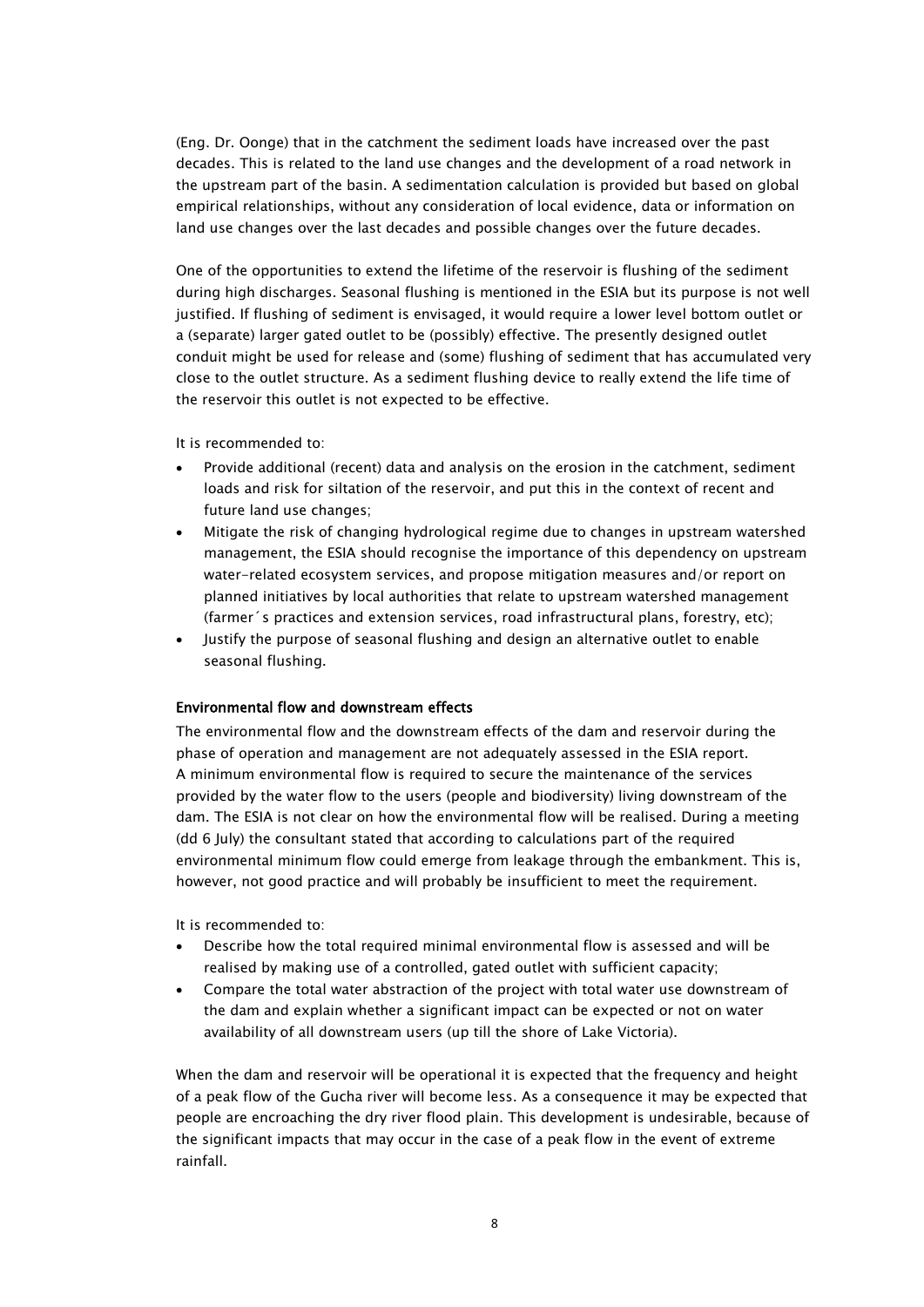(Eng. Dr. Oonge) that in the catchment the sediment loads have increased over the past decades. This is related to the land use changes and the development of a road network in the upstream part of the basin. A sedimentation calculation is provided but based on global empirical relationships, without any consideration of local evidence, data or information on land use changes over the last decades and possible changes over the future decades.

One of the opportunities to extend the lifetime of the reservoir is flushing of the sediment during high discharges. Seasonal flushing is mentioned in the ESIA but its purpose is not well justified. If flushing of sediment is envisaged, it would require a lower level bottom outlet or a (separate) larger gated outlet to be (possibly) effective. The presently designed outlet conduit might be used for release and (some) flushing of sediment that has accumulated very close to the outlet structure. As a sediment flushing device to really extend the life time of the reservoir this outlet is not expected to be effective.

It is recommended to:

- Provide additional (recent) data and analysis on the erosion in the catchment, sediment loads and risk for siltation of the reservoir, and put this in the context of recent and future land use changes;
- Mitigate the risk of changing hydrological regime due to changes in upstream watershed management, the ESIA should recognise the importance of this dependency on upstream water-related ecosystem services, and propose mitigation measures and/or report on planned initiatives by local authorities that relate to upstream watershed management (farmer´s practices and extension services, road infrastructural plans, forestry, etc);
- Justify the purpose of seasonal flushing and design an alternative outlet to enable seasonal flushing.

**Environmental flow and downstream effects**

The environmental flow and the downstream effects of the dam and reservoir during the phase of operation and management are not adequately assessed in the ESIA report. A minimum environmental flow is required to secure the maintenance of the services provided by the water flow to the users (people and biodiversity) living downstream of the dam. The ESIA is not clear on how the environmental flow will be realised. During a meeting (dd 6 July) the consultant stated that according to calculations part of the required environmental minimum flow could emerge from leakage through the embankment. This is, however, not good practice and will probably be insufficient to meet the requirement.

It is recommended to:

- Describe how the total required minimal environmental flow is assessed and will be realised by making use of a controlled, gated outlet with sufficient capacity;
- Compare the total water abstraction of the project with total water use downstream of the dam and explain whether a significant impact can be expected or not on water availability of all downstream users (up till the shore of Lake Victoria).

When the dam and reservoir will be operational it is expected that the frequency and height of a peak flow of the Gucha river will become less. As a consequence it may be expected that people are encroaching the dry river flood plain. This development is undesirable, because of the significant impacts that may occur in the case of a peak flow in the event of extreme rainfall.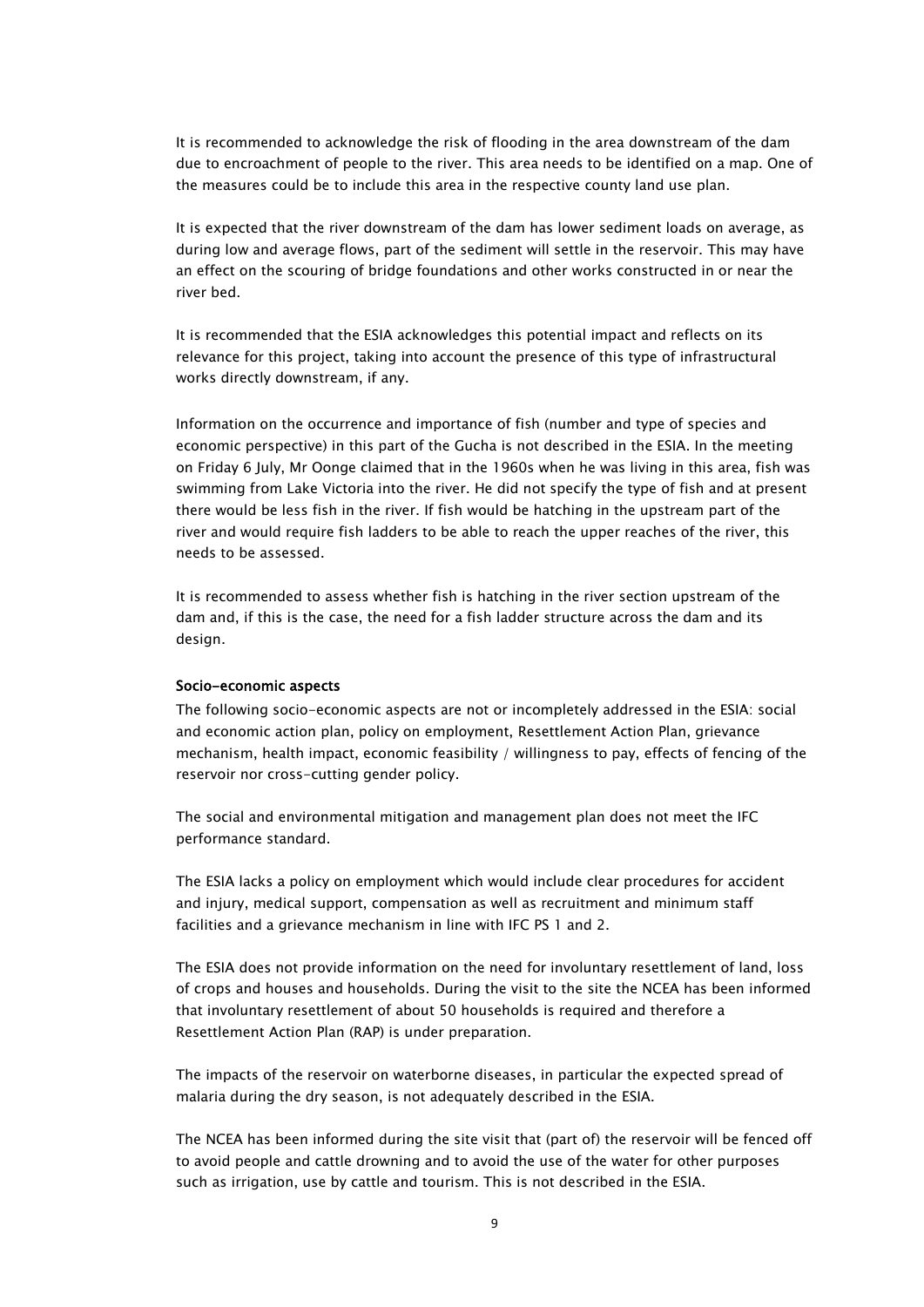It is recommended to acknowledge the risk of flooding in the area downstream of the dam due to encroachment of people to the river. This area needs to be identified on a map. One of the measures could be to include this area in the respective county land use plan.

It is expected that the river downstream of the dam has lower sediment loads on average, as during low and average flows, part of the sediment will settle in the reservoir. This may have an effect on the scouring of bridge foundations and other works constructed in or near the river bed.

It is recommended that the ESIA acknowledges this potential impact and reflects on its relevance for this project, taking into account the presence of this type of infrastructural works directly downstream, if any.

Information on the occurrence and importance of fish (number and type of species and economic perspective) in this part of the Gucha is not described in the ESIA. In the meeting on Friday 6 July, Mr Oonge claimed that in the 1960s when he was living in this area, fish was swimming from Lake Victoria into the river. He did not specify the type of fish and at present there would be less fish in the river. If fish would be hatching in the upstream part of the river and would require fish ladders to be able to reach the upper reaches of the river, this needs to be assessed.

It is recommended to assess whether fish is hatching in the river section upstream of the dam and, if this is the case, the need for a fish ladder structure across the dam and its design.

**Socio-economic aspects**

The following socio-economic aspects are not or incompletely addressed in the ESIA: social and economic action plan, policy on employment, Resettlement Action Plan, grievance mechanism, health impact, economic feasibility / willingness to pay, effects of fencing of the reservoir nor cross-cutting gender policy.

The social and environmental mitigation and management plan does not meet the IFC performance standard.

The ESIA lacks a policy on employment which would include clear procedures for accident and injury, medical support, compensation as well as recruitment and minimum staff facilities and a grievance mechanism in line with IFC PS 1 and 2.

The ESIA does not provide information on the need for involuntary resettlement of land, loss of crops and houses and households. During the visit to the site the NCEA has been informed that involuntary resettlement of about 50 households is required and therefore a Resettlement Action Plan (RAP) is under preparation.

The impacts of the reservoir on waterborne diseases, in particular the expected spread of malaria during the dry season, is not adequately described in the ESIA.

The NCEA has been informed during the site visit that (part of) the reservoir will be fenced off to avoid people and cattle drowning and to avoid the use of the water for other purposes such as irrigation, use by cattle and tourism. This is not described in the ESIA.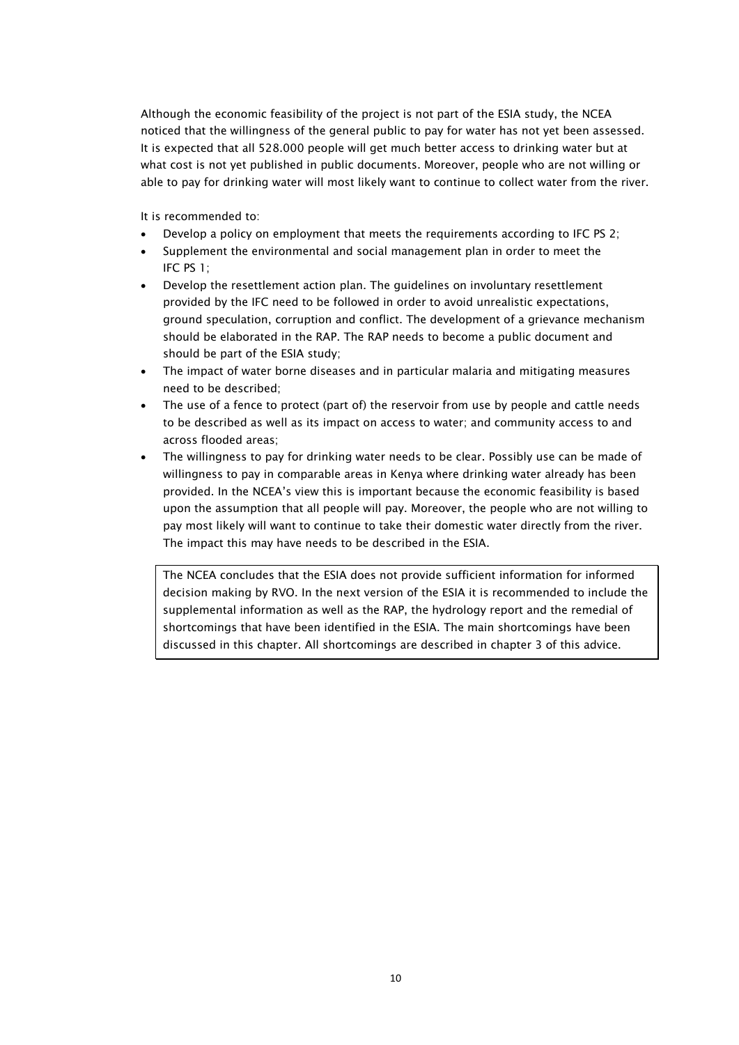Although the economic feasibility of the project is not part of the ESIA study, the NCEA noticed that the willingness of the general public to pay for water has not yet been assessed. It is expected that all 528.000 people will get much better access to drinking water but at what cost is not yet published in public documents. Moreover, people who are not willing or able to pay for drinking water will most likely want to continue to collect water from the river.

It is recommended to:

- Develop a policy on employment that meets the requirements according to IFC PS 2;
- Supplement the environmental and social management plan in order to meet the IFC PS 1;
- Develop the resettlement action plan. The guidelines on involuntary resettlement provided by the IFC need to be followed in order to avoid unrealistic expectations, ground speculation, corruption and conflict. The development of a grievance mechanism should be elaborated in the RAP. The RAP needs to become a public document and should be part of the ESIA study;
- The impact of water borne diseases and in particular malaria and mitigating measures need to be described;
- The use of a fence to protect (part of) the reservoir from use by people and cattle needs to be described as well as its impact on access to water; and community access to and across flooded areas;
- The willingness to pay for drinking water needs to be clear. Possibly use can be made of willingness to pay in comparable areas in Kenya where drinking water already has been provided. In the NCEA's view this is important because the economic feasibility is based upon the assumption that all people will pay. Moreover, the people who are not willing to pay most likely will want to continue to take their domestic water directly from the river. The impact this may have needs to be described in the ESIA.

> The NCEA concludes that the ESIA does not provide sufficient information for informed decision making by RVO. In the next version of the ESIA it is recommended to include the supplemental information as well as the RAP, the hydrology report and the remedial of shortcomings that have been identified in the ESIA. The main shortcomings have been discussed in this chapter. All shortcomings are described in chapter 3 of this advice.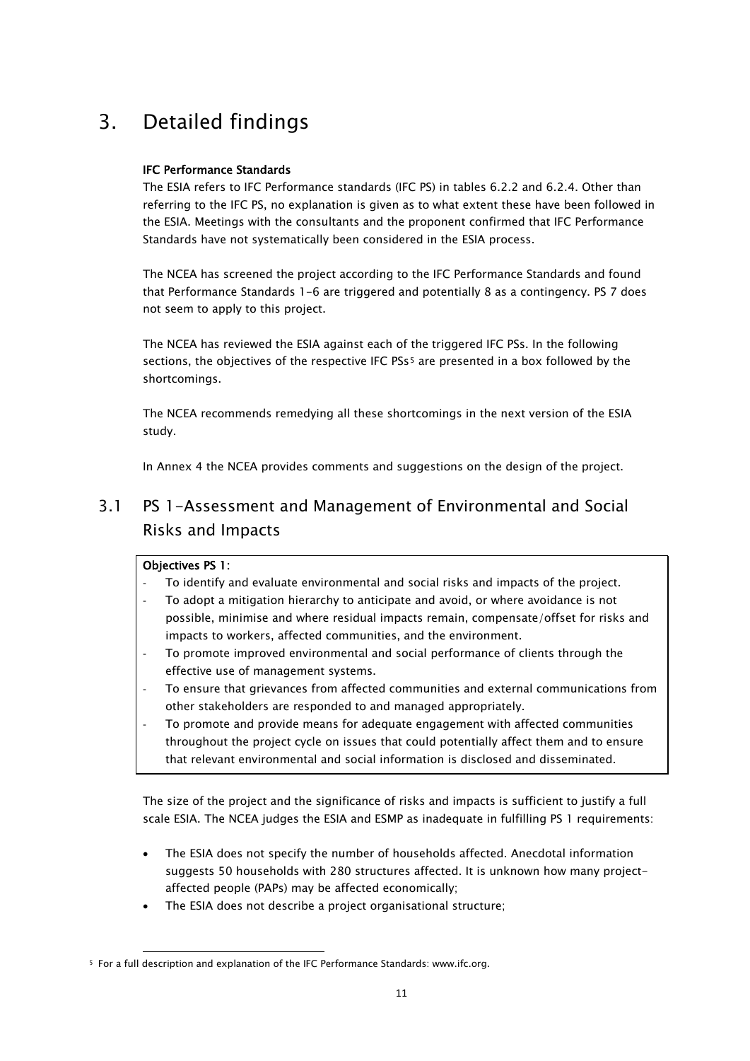# 3. Detailed findings

**IFC Performance Standards**

The ESIA refers to IFC Performance standards (IFC PS) in tables 6.2.2 and 6.2.4. Other than referring to the IFC PS, no explanation is given as to what extent these have been followed in the ESIA. Meetings with the consultants and the proponent confirmed that IFC Performance Standards have not systematically been considered in the ESIA process.

The NCEA has screened the project according to the IFC Performance Standards and found that Performance Standards 1-6 are triggered and potentially 8 as a contingency. PS 7 does not seem to apply to this project.

The NCEA has reviewed the ESIA against each of the triggered IFC PSs. In the following sections, the objectives of the respective IFC PSs[5] are presented in a box followed by the shortcomings.

The NCEA recommends remedying all these shortcomings in the next version of the ESIA study.

In Annex 4 the NCEA provides comments and suggestions on the design of the project.

## 3.1 PS 1-Assessment and Management of Environmental and Social Risks and Impacts

**Objectives PS 1:**

- To identify and evaluate environmental and social risks and impacts of the project.
- To adopt a mitigation hierarchy to anticipate and avoid, or where avoidance is not possible, minimise and where residual impacts remain, compensate/offset for risks and impacts to workers, affected communities, and the environment.
- To promote improved environmental and social performance of clients through the effective use of management systems.
- To ensure that grievances from affected communities and external communications from other stakeholders are responded to and managed appropriately.
- To promote and provide means for adequate engagement with affected communities throughout the project cycle on issues that could potentially affect them and to ensure that relevant environmental and social information is disclosed and disseminated.

The size of the project and the significance of risks and impacts is sufficient to justify a full scale ESIA. The NCEA judges the ESIA and ESMP as inadequate in fulfilling PS 1 requirements:

- The ESIA does not specify the number of households affected. Anecdotal information suggests 50 households with 280 structures affected. It is unknown how many project-affected people (PAPs) may be affected economically;
- The ESIA does not describe a project organisational structure;

[5] For a full description and explanation of the IFC Performance Standards: www.ifc.org.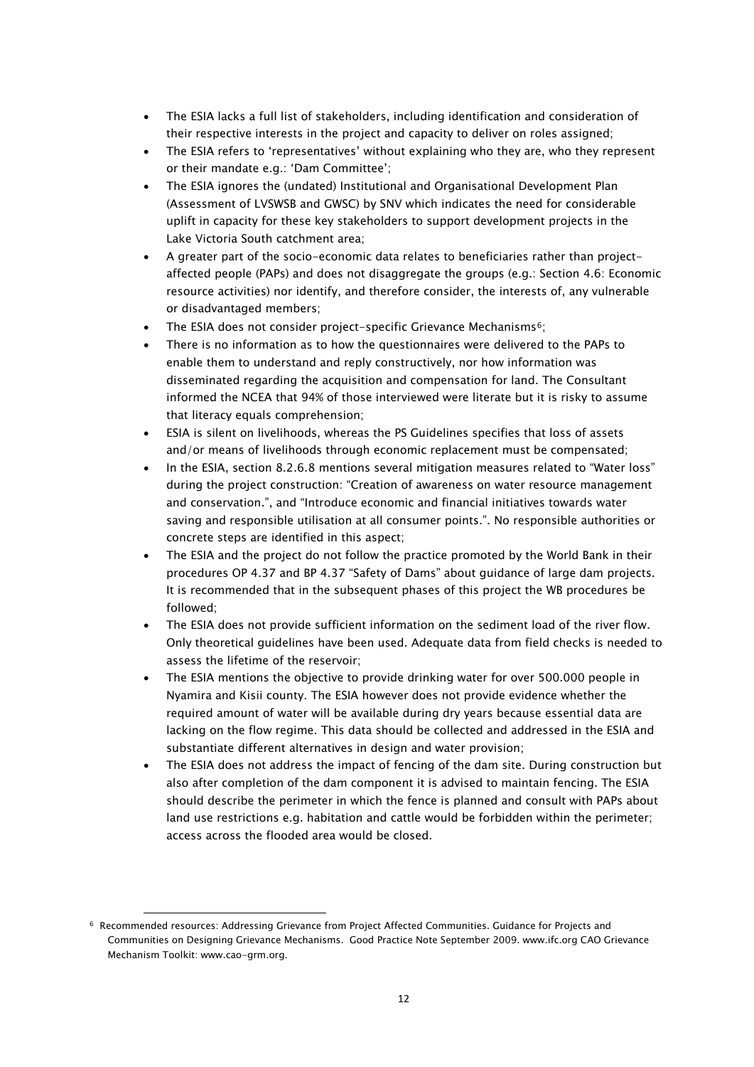- The ESIA lacks a full list of stakeholders, including identification and consideration of their respective interests in the project and capacity to deliver on roles assigned;
- The ESIA refers to 'representatives' without explaining who they are, who they represent or their mandate e.g.: 'Dam Committee';
- The ESIA ignores the (undated) Institutional and Organisational Development Plan (Assessment of LVSWSB and GWSC) by SNV which indicates the need for considerable uplift in capacity for these key stakeholders to support development projects in the Lake Victoria South catchment area;
- A greater part of the socio-economic data relates to beneficiaries rather than project-affected people (PAPs) and does not disaggregate the groups (e.g.: Section 4.6: Economic resource activities) nor identify, and therefore consider, the interests of, any vulnerable or disadvantaged members;
- The ESIA does not consider project-specific Grievance Mechanisms[6];
- There is no information as to how the questionnaires were delivered to the PAPs to enable them to understand and reply constructively, nor how information was disseminated regarding the acquisition and compensation for land. The Consultant informed the NCEA that 94% of those interviewed were literate but it is risky to assume that literacy equals comprehension;
- ESIA is silent on livelihoods, whereas the PS Guidelines specifies that loss of assets and/or means of livelihoods through economic replacement must be compensated;
- In the ESIA, section 8.2.6.8 mentions several mitigation measures related to "Water loss" during the project construction: "Creation of awareness on water resource management and conservation.", and "Introduce economic and financial initiatives towards water saving and responsible utilisation at all consumer points.". No responsible authorities or concrete steps are identified in this aspect;
- The ESIA and the project do not follow the practice promoted by the World Bank in their procedures OP 4.37 and BP 4.37 "Safety of Dams" about guidance of large dam projects. It is recommended that in the subsequent phases of this project the WB procedures be followed;
- The ESIA does not provide sufficient information on the sediment load of the river flow. Only theoretical guidelines have been used. Adequate data from field checks is needed to assess the lifetime of the reservoir;
- The ESIA mentions the objective to provide drinking water for over 500.000 people in Nyamira and Kisii county. The ESIA however does not provide evidence whether the required amount of water will be available during dry years because essential data are lacking on the flow regime. This data should be collected and addressed in the ESIA and substantiate different alternatives in design and water provision;
- The ESIA does not address the impact of fencing of the dam site. During construction but also after completion of the dam component it is advised to maintain fencing. The ESIA should describe the perimeter in which the fence is planned and consult with PAPs about land use restrictions e.g. habitation and cattle would be forbidden within the perimeter; access across the flooded area would be closed.

[6] Recommended resources: Addressing Grievance from Project Affected Communities. Guidance for Projects and Communities on Designing Grievance Mechanisms. Good Practice Note September 2009. www.ifc.org CAO Grievance Mechanism Toolkit: www.cao-grm.org.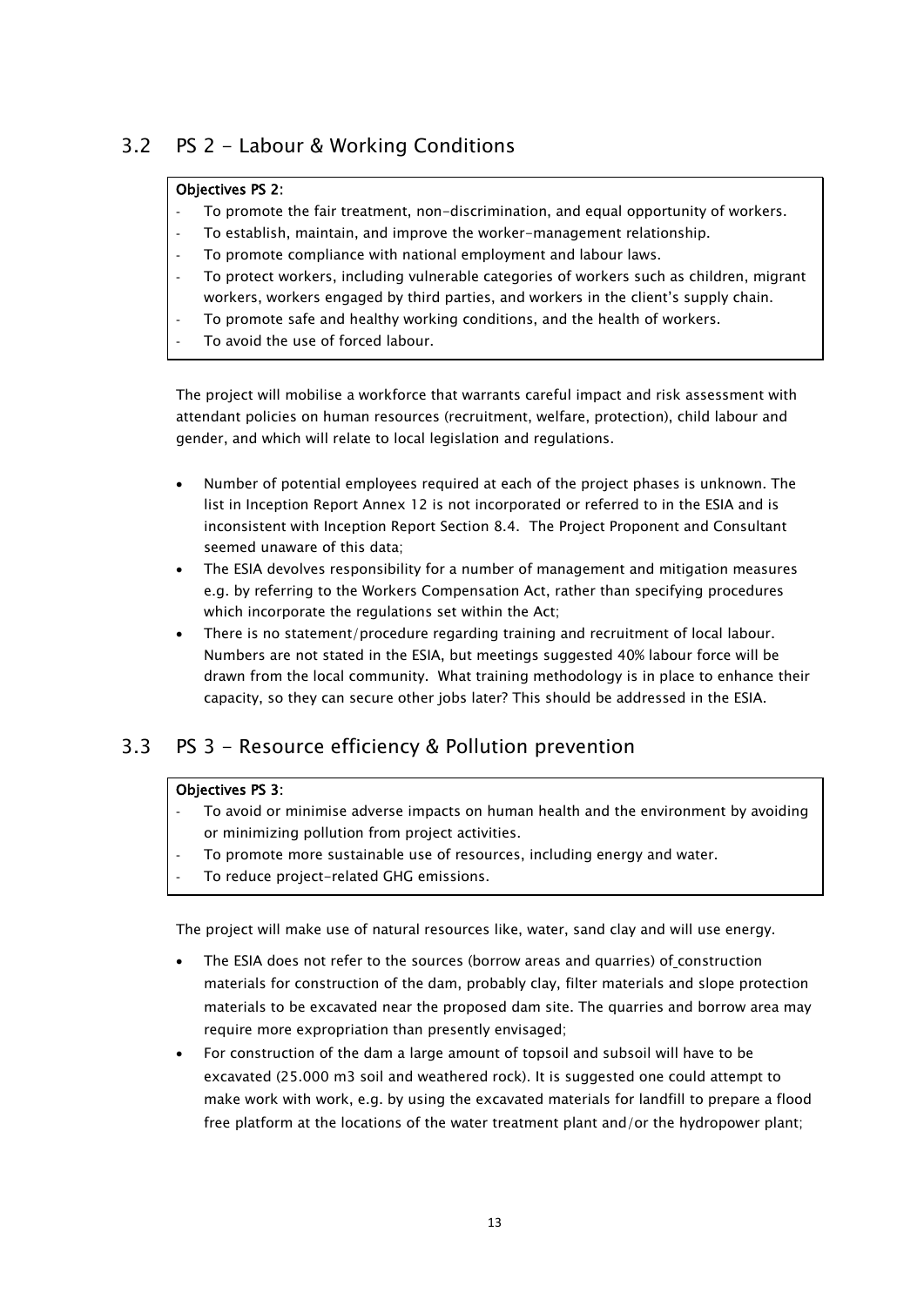## 3.2 PS 2 - Labour & Working Conditions

**Objectives PS 2:**

- To promote the fair treatment, non-discrimination, and equal opportunity of workers.
- To establish, maintain, and improve the worker-management relationship.
- To promote compliance with national employment and labour laws.
- To protect workers, including vulnerable categories of workers such as children, migrant workers, workers engaged by third parties, and workers in the client's supply chain.
- To promote safe and healthy working conditions, and the health of workers.
- To avoid the use of forced labour.

The project will mobilise a workforce that warrants careful impact and risk assessment with attendant policies on human resources (recruitment, welfare, protection), child labour and gender, and which will relate to local legislation and regulations.

- Number of potential employees required at each of the project phases is unknown. The list in Inception Report Annex 12 is not incorporated or referred to in the ESIA and is inconsistent with Inception Report Section 8.4. The Project Proponent and Consultant seemed unaware of this data;
- The ESIA devolves responsibility for a number of management and mitigation measures e.g. by referring to the Workers Compensation Act, rather than specifying procedures which incorporate the regulations set within the Act;
- There is no statement/procedure regarding training and recruitment of local labour. Numbers are not stated in the ESIA, but meetings suggested 40% labour force will be drawn from the local community. What training methodology is in place to enhance their capacity, so they can secure other jobs later? This should be addressed in the ESIA.

## 3.3 PS 3 - Resource efficiency & Pollution prevention

**Objectives PS 3:**

- To avoid or minimise adverse impacts on human health and the environment by avoiding or minimizing pollution from project activities.
- To promote more sustainable use of resources, including energy and water.
- To reduce project-related GHG emissions.

The project will make use of natural resources like, water, sand clay and will use energy.

- The ESIA does not refer to the sources (borrow areas and quarries) of construction materials for construction of the dam, probably clay, filter materials and slope protection materials to be excavated near the proposed dam site. The quarries and borrow area may require more expropriation than presently envisaged;
- For construction of the dam a large amount of topsoil and subsoil will have to be excavated (25.000 m3 soil and weathered rock). It is suggested one could attempt to make work with work, e.g. by using the excavated materials for landfill to prepare a flood free platform at the locations of the water treatment plant and/or the hydropower plant;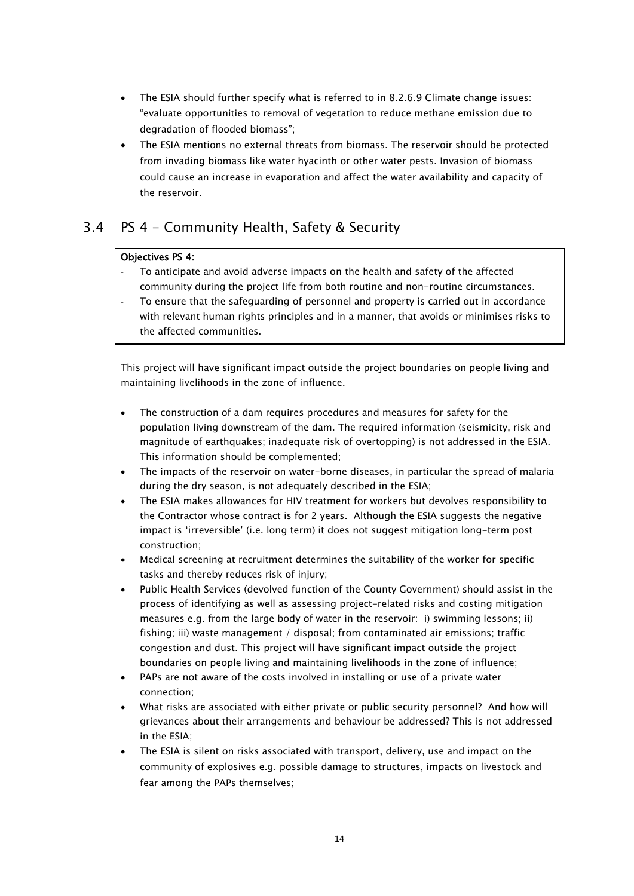- The ESIA should further specify what is referred to in 8.2.6.9 Climate change issues: "evaluate opportunities to removal of vegetation to reduce methane emission due to degradation of flooded biomass";
- The ESIA mentions no external threats from biomass. The reservoir should be protected from invading biomass like water hyacinth or other water pests. Invasion of biomass could cause an increase in evaporation and affect the water availability and capacity of the reservoir.

## 3.4 PS 4 - Community Health, Safety & Security

**Objectives PS 4:**

- To anticipate and avoid adverse impacts on the health and safety of the affected community during the project life from both routine and non-routine circumstances.
- To ensure that the safeguarding of personnel and property is carried out in accordance with relevant human rights principles and in a manner, that avoids or minimises risks to the affected communities.

This project will have significant impact outside the project boundaries on people living and maintaining livelihoods in the zone of influence.

- The construction of a dam requires procedures and measures for safety for the population living downstream of the dam. The required information (seismicity, risk and magnitude of earthquakes; inadequate risk of overtopping) is not addressed in the ESIA. This information should be complemented;
- The impacts of the reservoir on water-borne diseases, in particular the spread of malaria during the dry season, is not adequately described in the ESIA;
- The ESIA makes allowances for HIV treatment for workers but devolves responsibility to the Contractor whose contract is for 2 years. Although the ESIA suggests the negative impact is 'irreversible' (i.e. long term) it does not suggest mitigation long-term post construction;
- Medical screening at recruitment determines the suitability of the worker for specific tasks and thereby reduces risk of injury;
- Public Health Services (devolved function of the County Government) should assist in the process of identifying as well as assessing project-related risks and costing mitigation measures e.g. from the large body of water in the reservoir: i) swimming lessons; ii) fishing; iii) waste management / disposal; from contaminated air emissions; traffic congestion and dust. This project will have significant impact outside the project boundaries on people living and maintaining livelihoods in the zone of influence;
- PAPs are not aware of the costs involved in installing or use of a private water connection;
- What risks are associated with either private or public security personnel? And how will grievances about their arrangements and behaviour be addressed? This is not addressed in the ESIA;
- The ESIA is silent on risks associated with transport, delivery, use and impact on the community of explosives e.g. possible damage to structures, impacts on livestock and fear among the PAPs themselves;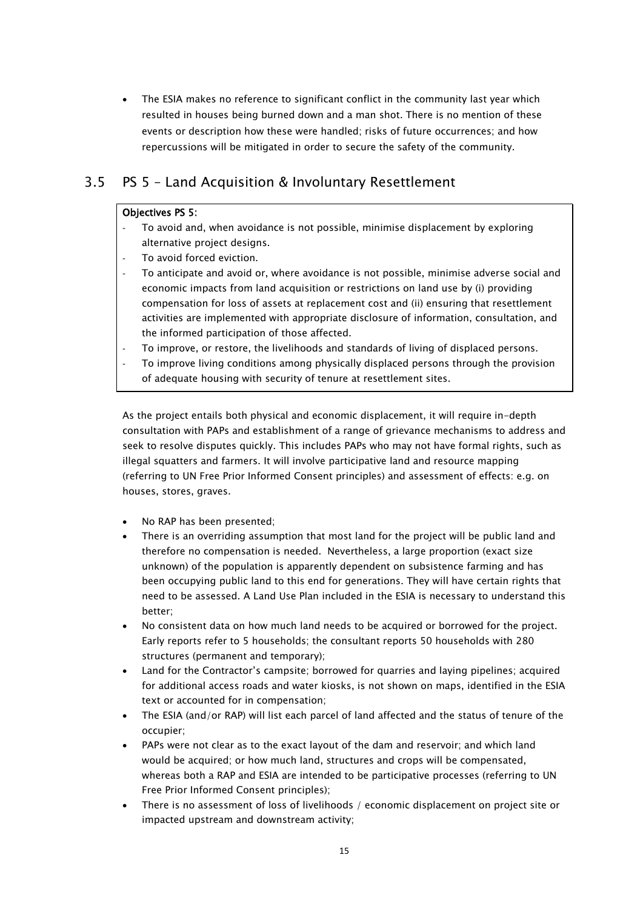- The ESIA makes no reference to significant conflict in the community last year which resulted in houses being burned down and a man shot. There is no mention of these events or description how these were handled; risks of future occurrences; and how repercussions will be mitigated in order to secure the safety of the community.

## 3.5 PS 5 – Land Acquisition & Involuntary Resettlement

**Objectives PS 5:**

- To avoid and, when avoidance is not possible, minimise displacement by exploring alternative project designs.
- To avoid forced eviction.
- To anticipate and avoid or, where avoidance is not possible, minimise adverse social and economic impacts from land acquisition or restrictions on land use by (i) providing compensation for loss of assets at replacement cost and (ii) ensuring that resettlement activities are implemented with appropriate disclosure of information, consultation, and the informed participation of those affected.
- To improve, or restore, the livelihoods and standards of living of displaced persons.
- To improve living conditions among physically displaced persons through the provision of adequate housing with security of tenure at resettlement sites.

As the project entails both physical and economic displacement, it will require in-depth consultation with PAPs and establishment of a range of grievance mechanisms to address and seek to resolve disputes quickly. This includes PAPs who may not have formal rights, such as illegal squatters and farmers. It will involve participative land and resource mapping (referring to UN Free Prior Informed Consent principles) and assessment of effects: e.g. on houses, stores, graves.

- No RAP has been presented;
- There is an overriding assumption that most land for the project will be public land and therefore no compensation is needed. Nevertheless, a large proportion (exact size unknown) of the population is apparently dependent on subsistence farming and has been occupying public land to this end for generations. They will have certain rights that need to be assessed. A Land Use Plan included in the ESIA is necessary to understand this better;
- No consistent data on how much land needs to be acquired or borrowed for the project. Early reports refer to 5 households; the consultant reports 50 households with 280 structures (permanent and temporary);
- Land for the Contractor's campsite; borrowed for quarries and laying pipelines; acquired for additional access roads and water kiosks, is not shown on maps, identified in the ESIA text or accounted for in compensation;
- The ESIA (and/or RAP) will list each parcel of land affected and the status of tenure of the occupier;
- PAPs were not clear as to the exact layout of the dam and reservoir; and which land would be acquired; or how much land, structures and crops will be compensated, whereas both a RAP and ESIA are intended to be participative processes (referring to UN Free Prior Informed Consent principles);
- There is no assessment of loss of livelihoods / economic displacement on project site or impacted upstream and downstream activity;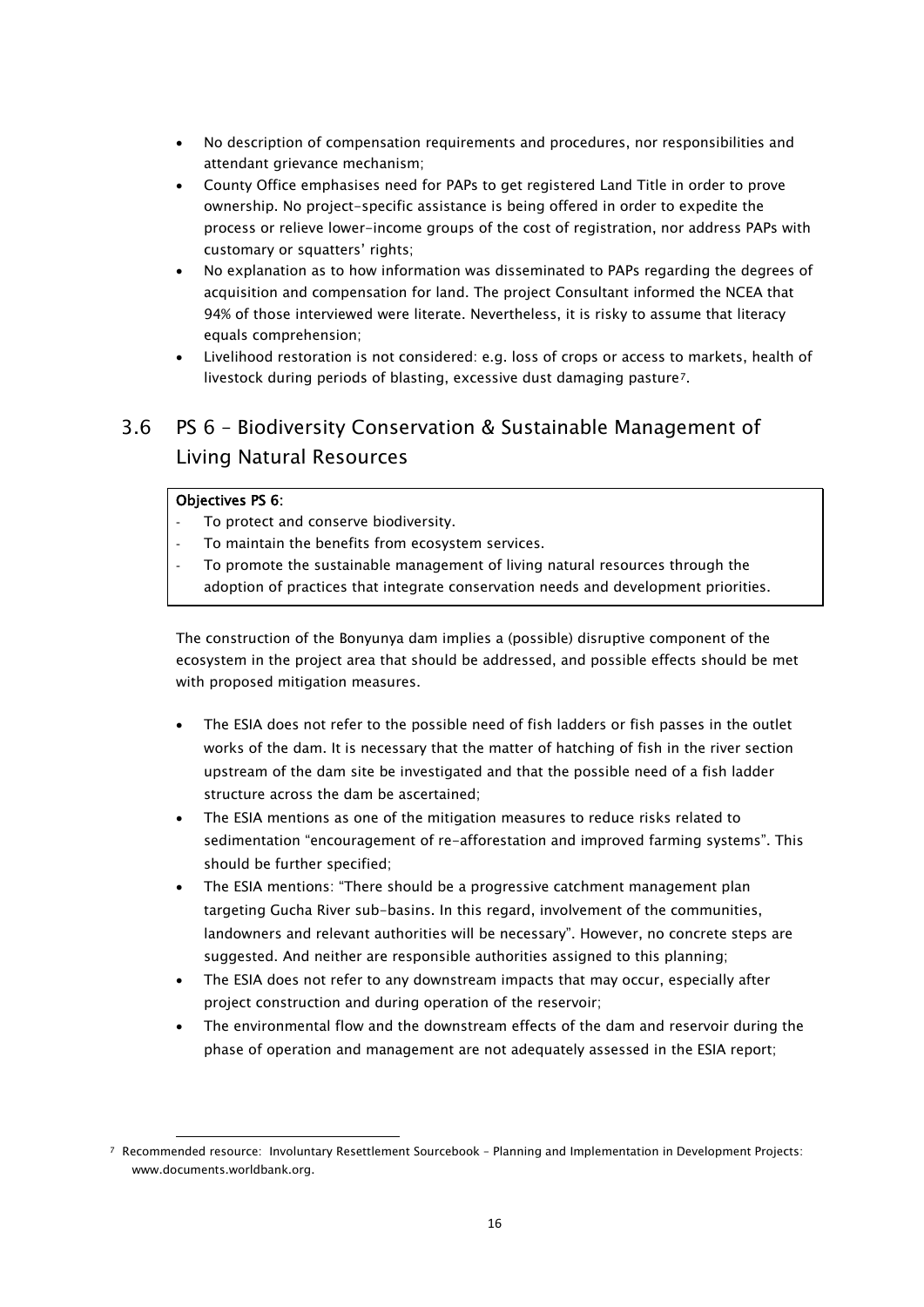- No description of compensation requirements and procedures, nor responsibilities and attendant grievance mechanism;
- County Office emphasises need for PAPs to get registered Land Title in order to prove ownership. No project-specific assistance is being offered in order to expedite the process or relieve lower-income groups of the cost of registration, nor address PAPs with customary or squatters' rights;
- No explanation as to how information was disseminated to PAPs regarding the degrees of acquisition and compensation for land. The project Consultant informed the NCEA that 94% of those interviewed were literate. Nevertheless, it is risky to assume that literacy equals comprehension;
- Livelihood restoration is not considered: e.g. loss of crops or access to markets, health of livestock during periods of blasting, excessive dust damaging pasture[7].

## 3.6 PS 6 – Biodiversity Conservation & Sustainable Management of Living Natural Resources

**Objectives PS 6:**

- To protect and conserve biodiversity.
- To maintain the benefits from ecosystem services.
- To promote the sustainable management of living natural resources through the adoption of practices that integrate conservation needs and development priorities.

The construction of the Bonyunya dam implies a (possible) disruptive component of the ecosystem in the project area that should be addressed, and possible effects should be met with proposed mitigation measures.

- The ESIA does not refer to the possible need of fish ladders or fish passes in the outlet works of the dam. It is necessary that the matter of hatching of fish in the river section upstream of the dam site be investigated and that the possible need of a fish ladder structure across the dam be ascertained;
- The ESIA mentions as one of the mitigation measures to reduce risks related to sedimentation "encouragement of re-afforestation and improved farming systems". This should be further specified;
- The ESIA mentions: "There should be a progressive catchment management plan targeting Gucha River sub-basins. In this regard, involvement of the communities, landowners and relevant authorities will be necessary". However, no concrete steps are suggested. And neither are responsible authorities assigned to this planning;
- The ESIA does not refer to any downstream impacts that may occur, especially after project construction and during operation of the reservoir;
- The environmental flow and the downstream effects of the dam and reservoir during the phase of operation and management are not adequately assessed in the ESIA report;

[7] Recommended resource: Involuntary Resettlement Sourcebook – Planning and Implementation in Development Projects: www.documents.worldbank.org.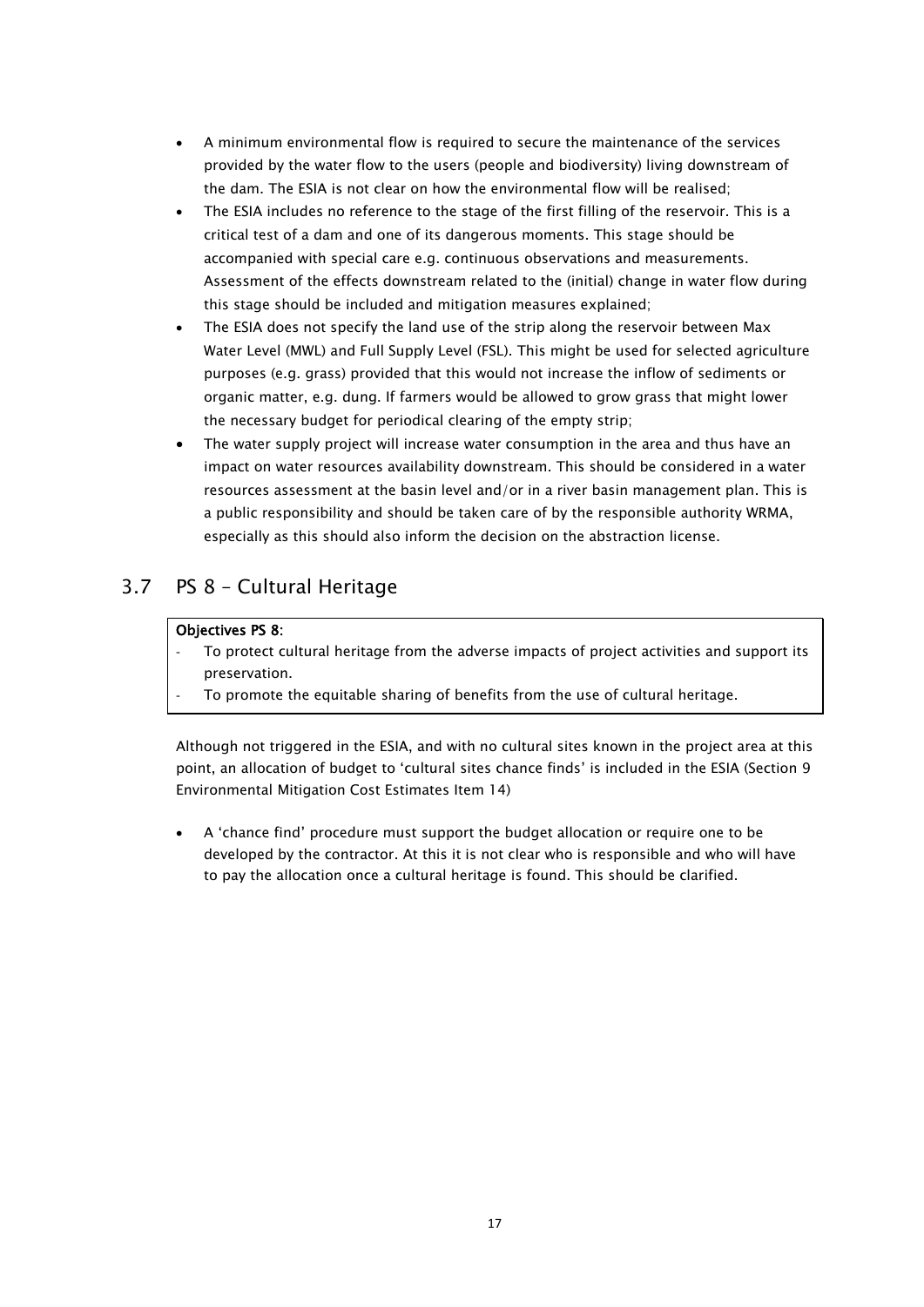- A minimum environmental flow is required to secure the maintenance of the services provided by the water flow to the users (people and biodiversity) living downstream of the dam. The ESIA is not clear on how the environmental flow will be realised;
- The ESIA includes no reference to the stage of the first filling of the reservoir. This is a critical test of a dam and one of its dangerous moments. This stage should be accompanied with special care e.g. continuous observations and measurements. Assessment of the effects downstream related to the (initial) change in water flow during this stage should be included and mitigation measures explained;
- The ESIA does not specify the land use of the strip along the reservoir between Max Water Level (MWL) and Full Supply Level (FSL). This might be used for selected agriculture purposes (e.g. grass) provided that this would not increase the inflow of sediments or organic matter, e.g. dung. If farmers would be allowed to grow grass that might lower the necessary budget for periodical clearing of the empty strip;
- The water supply project will increase water consumption in the area and thus have an impact on water resources availability downstream. This should be considered in a water resources assessment at the basin level and/or in a river basin management plan. This is a public responsibility and should be taken care of by the responsible authority WRMA, especially as this should also inform the decision on the abstraction license.

## 3.7 PS 8 – Cultural Heritage

**Objectives PS 8:**

- To protect cultural heritage from the adverse impacts of project activities and support its preservation.
- To promote the equitable sharing of benefits from the use of cultural heritage.

Although not triggered in the ESIA, and with no cultural sites known in the project area at this point, an allocation of budget to 'cultural sites chance finds' is included in the ESIA (Section 9 Environmental Mitigation Cost Estimates Item 14)

- A 'chance find' procedure must support the budget allocation or require one to be developed by the contractor. At this it is not clear who is responsible and who will have to pay the allocation once a cultural heritage is found. This should be clarified.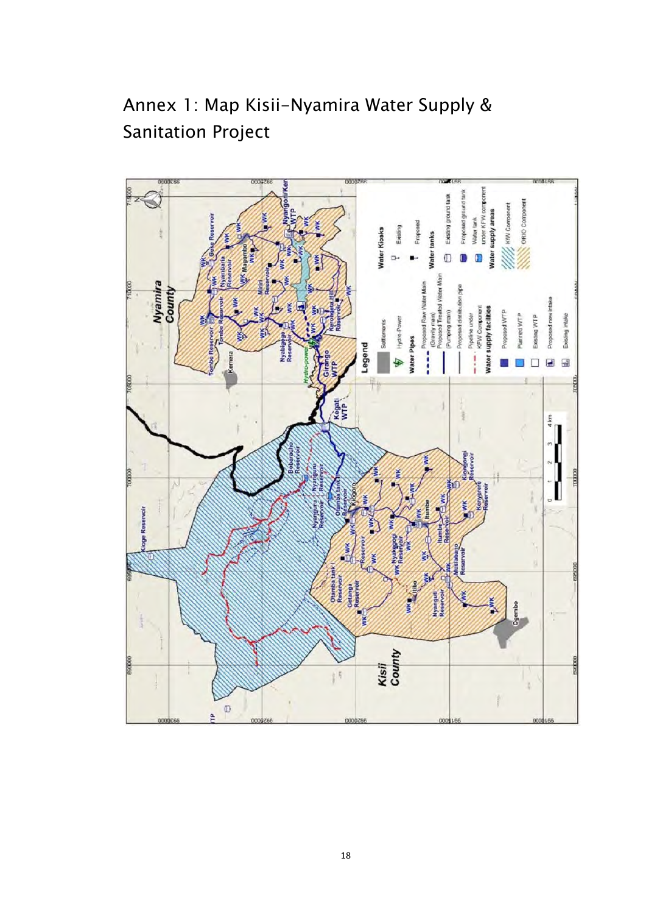# Annex 1: Map Kisii-Nyamira Water Supply & Sanitation Project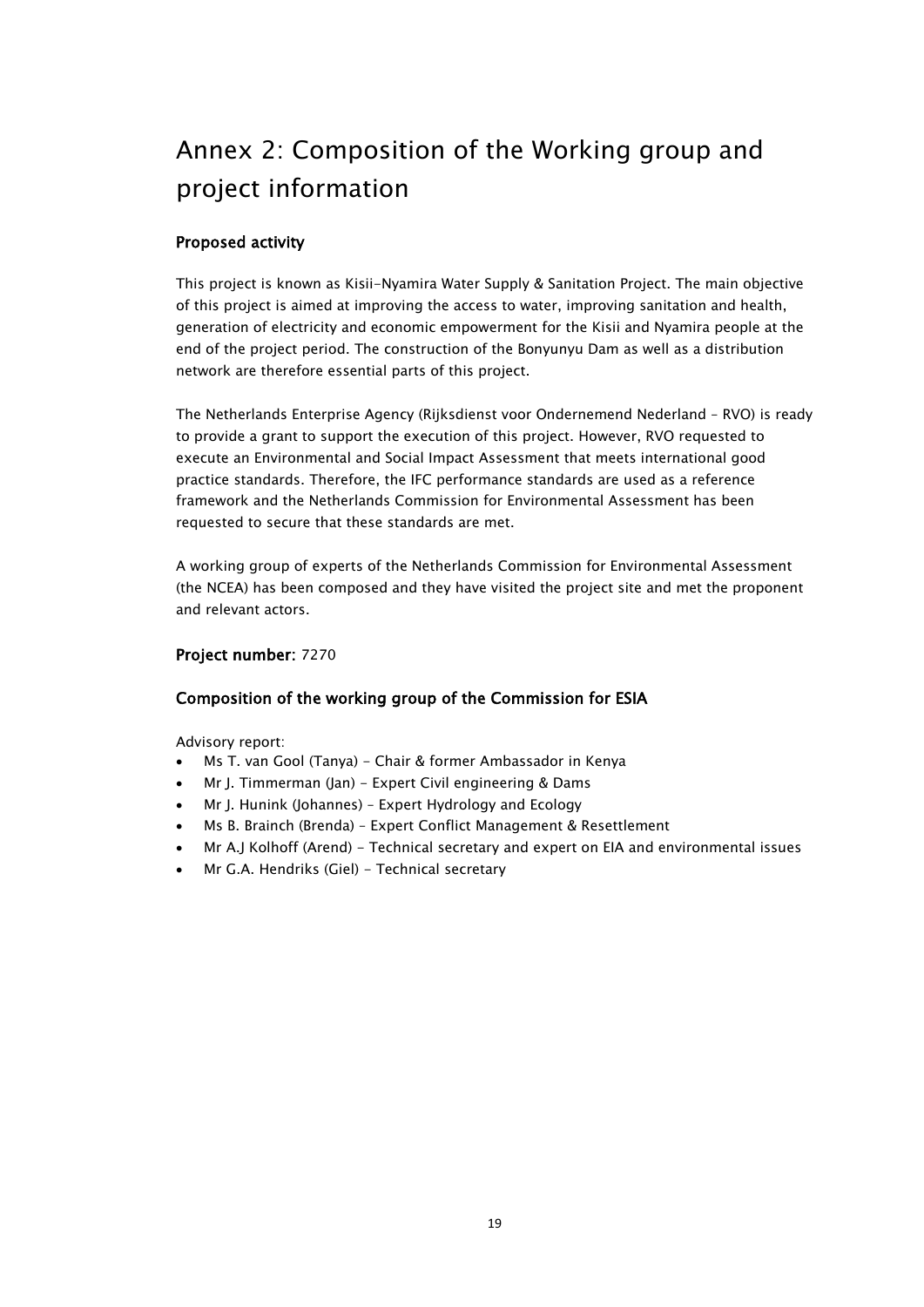# Annex 2: Composition of the Working group and project information

### Proposed activity

This project is known as Kisii-Nyamira Water Supply & Sanitation Project. The main objective of this project is aimed at improving the access to water, improving sanitation and health, generation of electricity and economic empowerment for the Kisii and Nyamira people at the end of the project period. The construction of the Bonyunyu Dam as well as a distribution network are therefore essential parts of this project.

The Netherlands Enterprise Agency (Rijksdienst voor Ondernemend Nederland – RVO) is ready to provide a grant to support the execution of this project. However, RVO requested to execute an Environmental and Social Impact Assessment that meets international good practice standards. Therefore, the IFC performance standards are used as a reference framework and the Netherlands Commission for Environmental Assessment has been requested to secure that these standards are met.

A working group of experts of the Netherlands Commission for Environmental Assessment (the NCEA) has been composed and they have visited the project site and met the proponent and relevant actors.

**Project number:** 7270

### Composition of the working group of the Commission for ESIA

Advisory report:

- Ms T. van Gool (Tanya) - Chair & former Ambassador in Kenya
- Mr J. Timmerman (Jan) - Expert Civil engineering & Dams
- Mr J. Hunink (Johannes) – Expert Hydrology and Ecology
- Ms B. Brainch (Brenda) – Expert Conflict Management & Resettlement
- Mr A.J Kolhoff (Arend) - Technical secretary and expert on EIA and environmental issues
- Mr G.A. Hendriks (Giel) - Technical secretary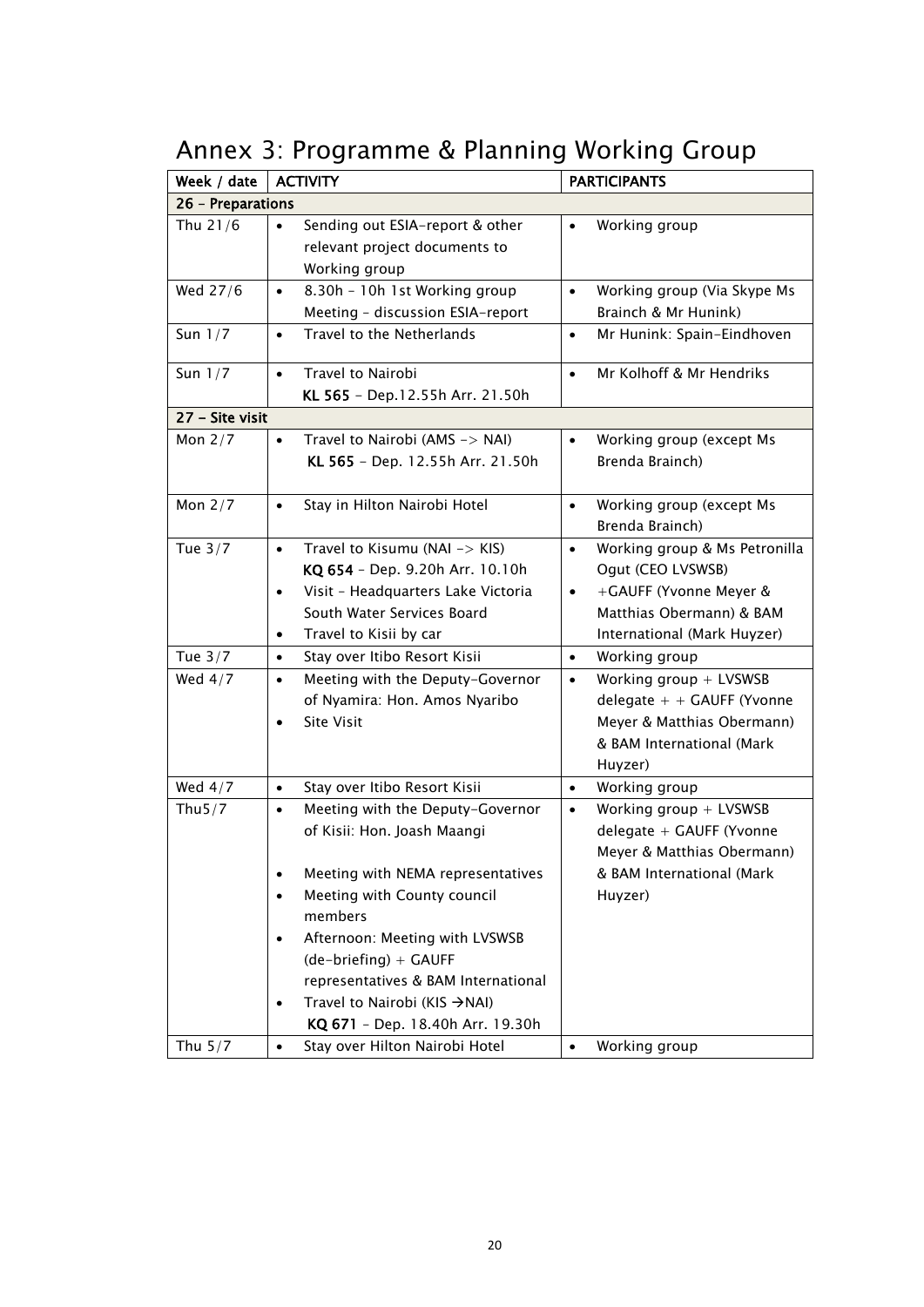# Annex 3: Programme & Planning Working Group

| Week / date | ACTIVITY | PARTICIPANTS |
|---|---|---|
| **26 – Preparations** | | |
| Thu 21/6 | • Sending out ESIA-report & other relevant project documents to Working group | • Working group |
| Wed 27/6 | • 8.30h – 10h 1st Working group Meeting – discussion ESIA-report | • Working group (Via Skype Ms Brainch & Mr Hunink) |
| Sun 1/7 | • Travel to the Netherlands | • Mr Hunink: Spain-Eindhoven |
| Sun 1/7 | • Travel to Nairobi<br>**KL 565** – Dep.12.55h Arr. 21.50h | • Mr Kolhoff & Mr Hendriks |
| **27 – Site visit** | | |
| Mon 2/7 | • Travel to Nairobi (AMS -> NAI)<br>**KL 565** – Dep. 12.55h Arr. 21.50h | • Working group (except Ms Brenda Brainch) |
| Mon 2/7 | • Stay in Hilton Nairobi Hotel | • Working group (except Ms Brenda Brainch) |
| Tue 3/7 | • Travel to Kisumu (NAI -> KIS)<br>**KQ 654** – Dep. 9.20h Arr. 10.10h<br>• Visit – Headquarters Lake Victoria South Water Services Board<br>• Travel to Kisii by car | • Working group & Ms Petronilla Ogut (CEO LVSWSB)<br>• +GAUFF (Yvonne Meyer & Matthias Obermann) & BAM International (Mark Huyzer) |
| Tue 3/7 | • Stay over Itibo Resort Kisii | • Working group |
| Wed 4/7 | • Meeting with the Deputy-Governor of Nyamira: Hon. Amos Nyaribo<br>• Site Visit | • Working group + LVSWSB delegate + + GAUFF (Yvonne Meyer & Matthias Obermann) & BAM International (Mark Huyzer) |
| Wed 4/7 | • Stay over Itibo Resort Kisii | • Working group |
| Thu5/7 | • Meeting with the Deputy-Governor of Kisii: Hon. Joash Maangi<br>• Meeting with NEMA representatives<br>• Meeting with County council members<br>• Afternoon: Meeting with LVSWSB (de-briefing) + GAUFF representatives & BAM International<br>• Travel to Nairobi (KIS →NAI)<br>**KQ 671** – Dep. 18.40h Arr. 19.30h | • Working group + LVSWSB delegate + GAUFF (Yvonne Meyer & Matthias Obermann) & BAM International (Mark Huyzer) |
| Thu 5/7 | • Stay over Hilton Nairobi Hotel | • Working group |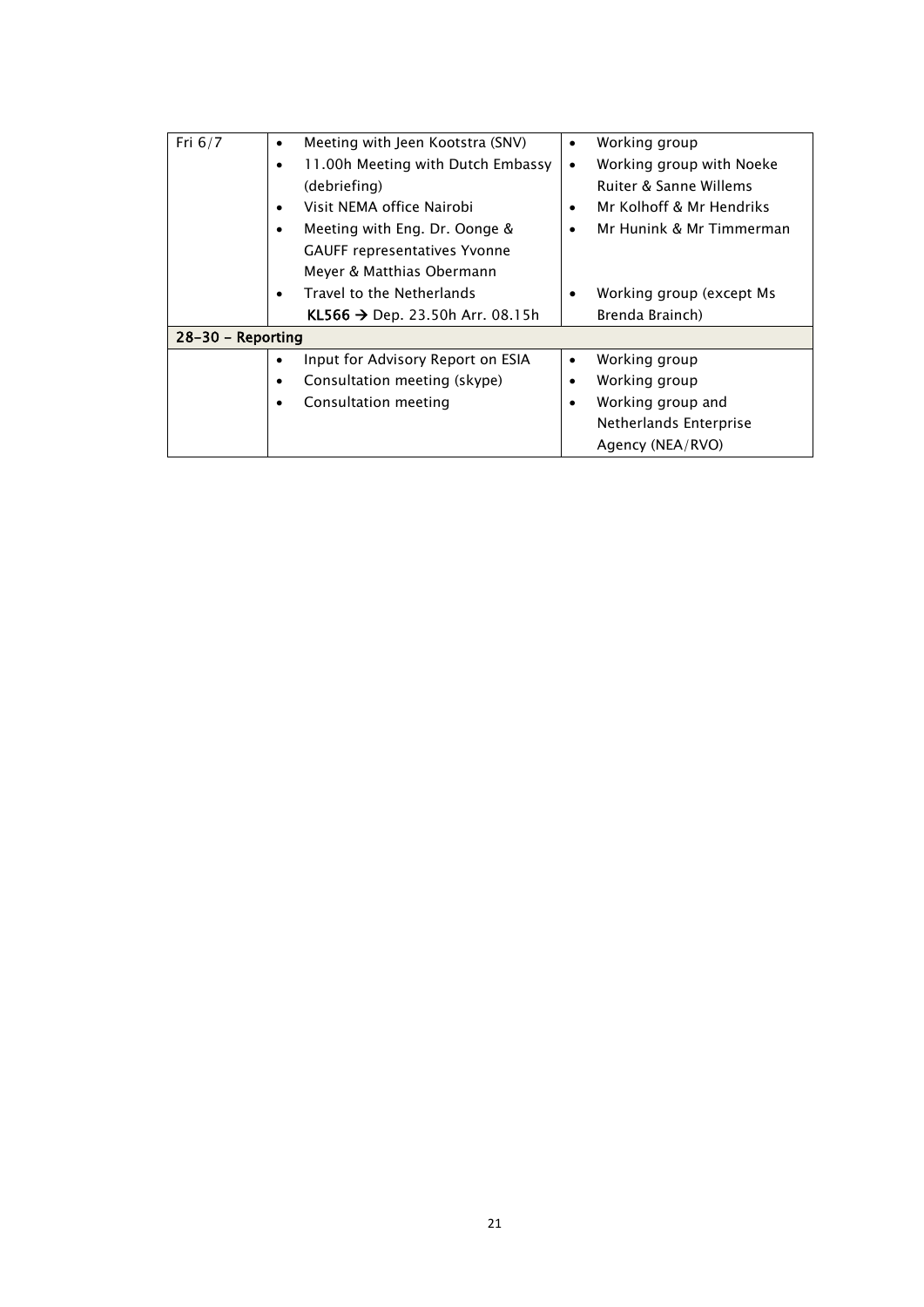| | | |
|---|---|---|
| Fri 6/7 | • Meeting with Jeen Kootstra (SNV)<br>• 11.00h Meeting with Dutch Embassy (debriefing)<br>• Visit NEMA office Nairobi<br>• Meeting with Eng. Dr. Oonge & GAUFF representatives Yvonne Meyer & Matthias Obermann<br>• Travel to the Netherlands **KL566** → Dep. 23.50h Arr. 08.15h | • Working group<br>• Working group with Noeke Ruiter & Sanne Willems<br>• Mr Kolhoff & Mr Hendriks<br>• Mr Hunink & Mr Timmerman<br>• Working group (except Ms Brenda Brainch) |
| **28-30 – Reporting** | | |
| | • Input for Advisory Report on ESIA<br>• Consultation meeting (skype)<br>• Consultation meeting | • Working group<br>• Working group<br>• Working group and Netherlands Enterprise Agency (NEA/RVO) |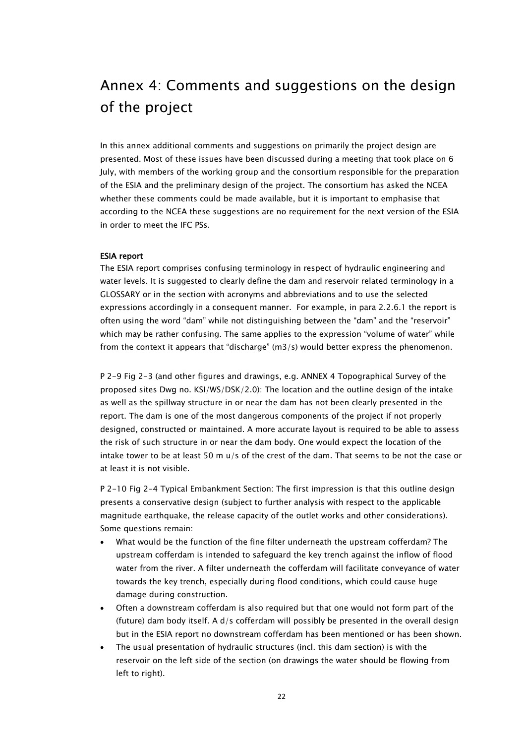# Annex 4: Comments and suggestions on the design of the project

In this annex additional comments and suggestions on primarily the project design are presented. Most of these issues have been discussed during a meeting that took place on 6 July, with members of the working group and the consortium responsible for the preparation of the ESIA and the preliminary design of the project. The consortium has asked the NCEA whether these comments could be made available, but it is important to emphasise that according to the NCEA these suggestions are no requirement for the next version of the ESIA in order to meet the IFC PSs.

**ESIA report**

The ESIA report comprises confusing terminology in respect of hydraulic engineering and water levels. It is suggested to clearly define the dam and reservoir related terminology in a GLOSSARY or in the section with acronyms and abbreviations and to use the selected expressions accordingly in a consequent manner. For example, in para 2.2.6.1 the report is often using the word "dam" while not distinguishing between the "dam" and the "reservoir" which may be rather confusing. The same applies to the expression "volume of water" while from the context it appears that "discharge" (m3/s) would better express the phenomenon.

P 2-9 Fig 2-3 (and other figures and drawings, e.g. ANNEX 4 Topographical Survey of the proposed sites Dwg no. KSI/WS/DSK/2.0): The location and the outline design of the intake as well as the spillway structure in or near the dam has not been clearly presented in the report. The dam is one of the most dangerous components of the project if not properly designed, constructed or maintained. A more accurate layout is required to be able to assess the risk of such structure in or near the dam body. One would expect the location of the intake tower to be at least 50 m u/s of the crest of the dam. That seems to be not the case or at least it is not visible.

P 2-10 Fig 2-4 Typical Embankment Section: The first impression is that this outline design presents a conservative design (subject to further analysis with respect to the applicable magnitude earthquake, the release capacity of the outlet works and other considerations). Some questions remain:

- What would be the function of the fine filter underneath the upstream cofferdam? The upstream cofferdam is intended to safeguard the key trench against the inflow of flood water from the river. A filter underneath the cofferdam will facilitate conveyance of water towards the key trench, especially during flood conditions, which could cause huge damage during construction.
- Often a downstream cofferdam is also required but that one would not form part of the (future) dam body itself. A d/s cofferdam will possibly be presented in the overall design but in the ESIA report no downstream cofferdam has been mentioned or has been shown.
- The usual presentation of hydraulic structures (incl. this dam section) is with the reservoir on the left side of the section (on drawings the water should be flowing from left to right).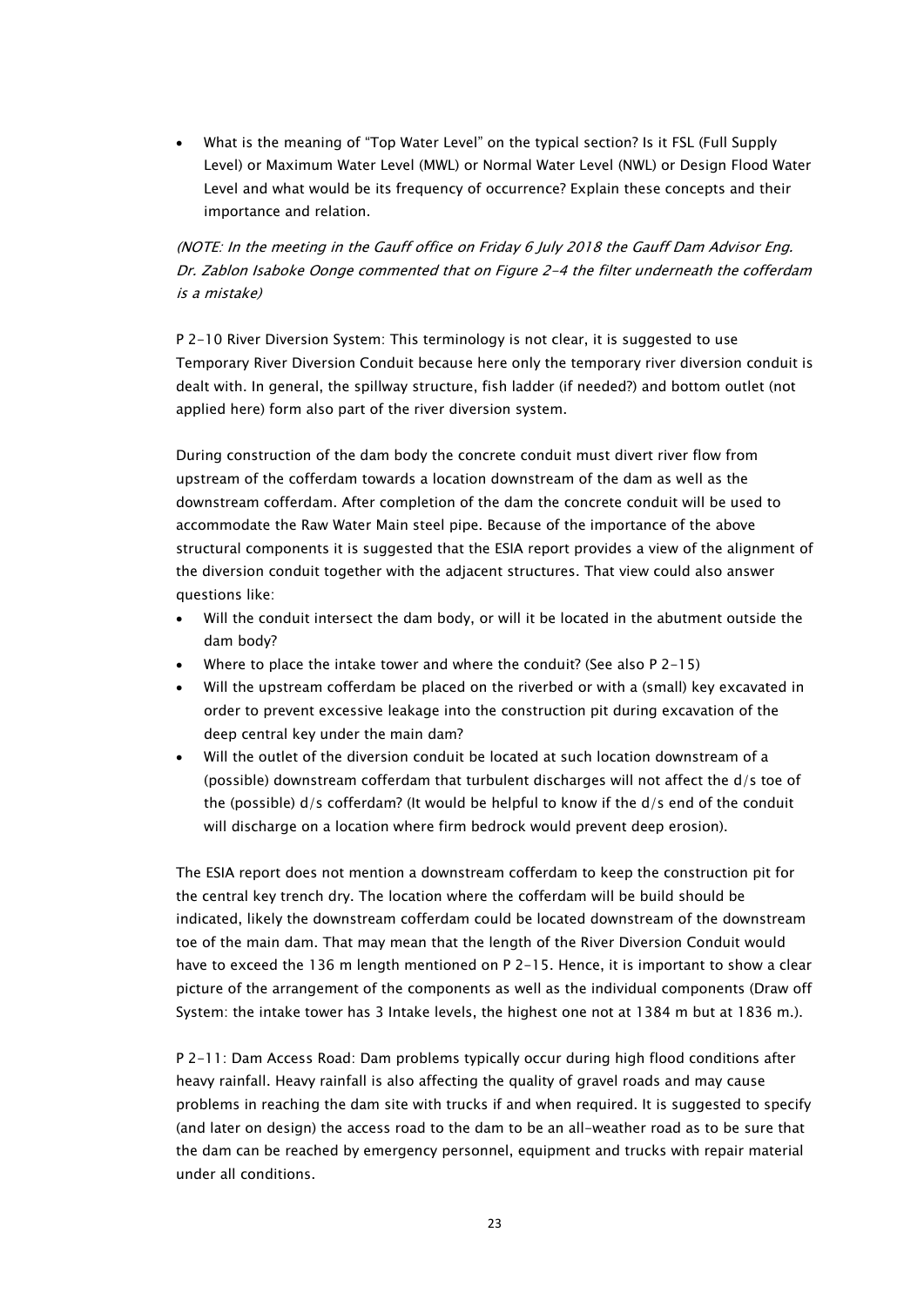- What is the meaning of "Top Water Level" on the typical section? Is it FSL (Full Supply Level) or Maximum Water Level (MWL) or Normal Water Level (NWL) or Design Flood Water Level and what would be its frequency of occurrence? Explain these concepts and their importance and relation.

*(NOTE: In the meeting in the Gauff office on Friday 6 July 2018 the Gauff Dam Advisor Eng. Dr. Zablon Isaboke Oonge commented that on Figure 2-4 the filter underneath the cofferdam is a mistake)*

P 2-10 River Diversion System: This terminology is not clear, it is suggested to use Temporary River Diversion Conduit because here only the temporary river diversion conduit is dealt with. In general, the spillway structure, fish ladder (if needed?) and bottom outlet (not applied here) form also part of the river diversion system.

During construction of the dam body the concrete conduit must divert river flow from upstream of the cofferdam towards a location downstream of the dam as well as the downstream cofferdam. After completion of the dam the concrete conduit will be used to accommodate the Raw Water Main steel pipe. Because of the importance of the above structural components it is suggested that the ESIA report provides a view of the alignment of the diversion conduit together with the adjacent structures. That view could also answer questions like:

- Will the conduit intersect the dam body, or will it be located in the abutment outside the dam body?
- Where to place the intake tower and where the conduit? (See also P 2-15)
- Will the upstream cofferdam be placed on the riverbed or with a (small) key excavated in order to prevent excessive leakage into the construction pit during excavation of the deep central key under the main dam?
- Will the outlet of the diversion conduit be located at such location downstream of a (possible) downstream cofferdam that turbulent discharges will not affect the d/s toe of the (possible) d/s cofferdam? (It would be helpful to know if the d/s end of the conduit will discharge on a location where firm bedrock would prevent deep erosion).

The ESIA report does not mention a downstream cofferdam to keep the construction pit for the central key trench dry. The location where the cofferdam will be build should be indicated, likely the downstream cofferdam could be located downstream of the downstream toe of the main dam. That may mean that the length of the River Diversion Conduit would have to exceed the 136 m length mentioned on P 2-15. Hence, it is important to show a clear picture of the arrangement of the components as well as the individual components (Draw off System: the intake tower has 3 Intake levels, the highest one not at 1384 m but at 1836 m.).

P 2-11: Dam Access Road: Dam problems typically occur during high flood conditions after heavy rainfall. Heavy rainfall is also affecting the quality of gravel roads and may cause problems in reaching the dam site with trucks if and when required. It is suggested to specify (and later on design) the access road to the dam to be an all-weather road as to be sure that the dam can be reached by emergency personnel, equipment and trucks with repair material under all conditions.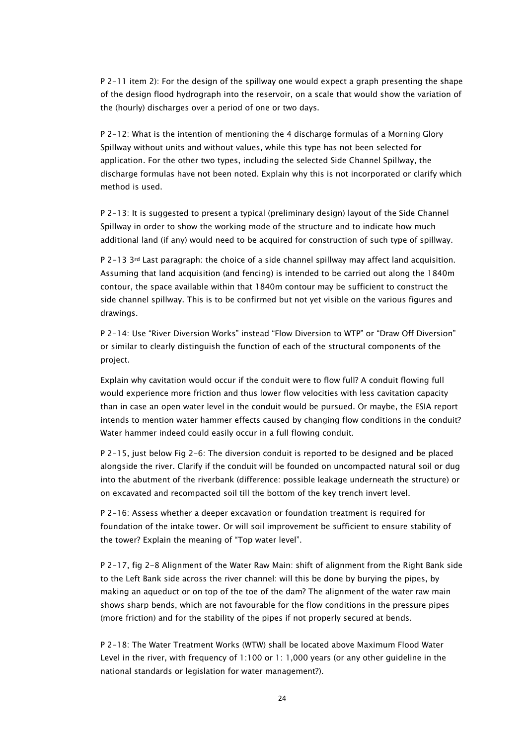P 2-11 item 2): For the design of the spillway one would expect a graph presenting the shape of the design flood hydrograph into the reservoir, on a scale that would show the variation of the (hourly) discharges over a period of one or two days.

P 2-12: What is the intention of mentioning the 4 discharge formulas of a Morning Glory Spillway without units and without values, while this type has not been selected for application. For the other two types, including the selected Side Channel Spillway, the discharge formulas have not been noted. Explain why this is not incorporated or clarify which method is used.

P 2-13: It is suggested to present a typical (preliminary design) layout of the Side Channel Spillway in order to show the working mode of the structure and to indicate how much additional land (if any) would need to be acquired for construction of such type of spillway.

P 2-13 3rd Last paragraph: the choice of a side channel spillway may affect land acquisition. Assuming that land acquisition (and fencing) is intended to be carried out along the 1840m contour, the space available within that 1840m contour may be sufficient to construct the side channel spillway. This is to be confirmed but not yet visible on the various figures and drawings.

P 2-14: Use "River Diversion Works" instead "Flow Diversion to WTP" or "Draw Off Diversion" or similar to clearly distinguish the function of each of the structural components of the project.

Explain why cavitation would occur if the conduit were to flow full? A conduit flowing full would experience more friction and thus lower flow velocities with less cavitation capacity than in case an open water level in the conduit would be pursued. Or maybe, the ESIA report intends to mention water hammer effects caused by changing flow conditions in the conduit? Water hammer indeed could easily occur in a full flowing conduit.

P 2-15, just below Fig 2-6: The diversion conduit is reported to be designed and be placed alongside the river. Clarify if the conduit will be founded on uncompacted natural soil or dug into the abutment of the riverbank (difference: possible leakage underneath the structure) or on excavated and recompacted soil till the bottom of the key trench invert level.

P 2-16: Assess whether a deeper excavation or foundation treatment is required for foundation of the intake tower. Or will soil improvement be sufficient to ensure stability of the tower? Explain the meaning of "Top water level".

P 2-17, fig 2-8 Alignment of the Water Raw Main: shift of alignment from the Right Bank side to the Left Bank side across the river channel: will this be done by burying the pipes, by making an aqueduct or on top of the toe of the dam? The alignment of the water raw main shows sharp bends, which are not favourable for the flow conditions in the pressure pipes (more friction) and for the stability of the pipes if not properly secured at bends.

P 2-18: The Water Treatment Works (WTW) shall be located above Maximum Flood Water Level in the river, with frequency of 1:100 or 1: 1,000 years (or any other guideline in the national standards or legislation for water management?).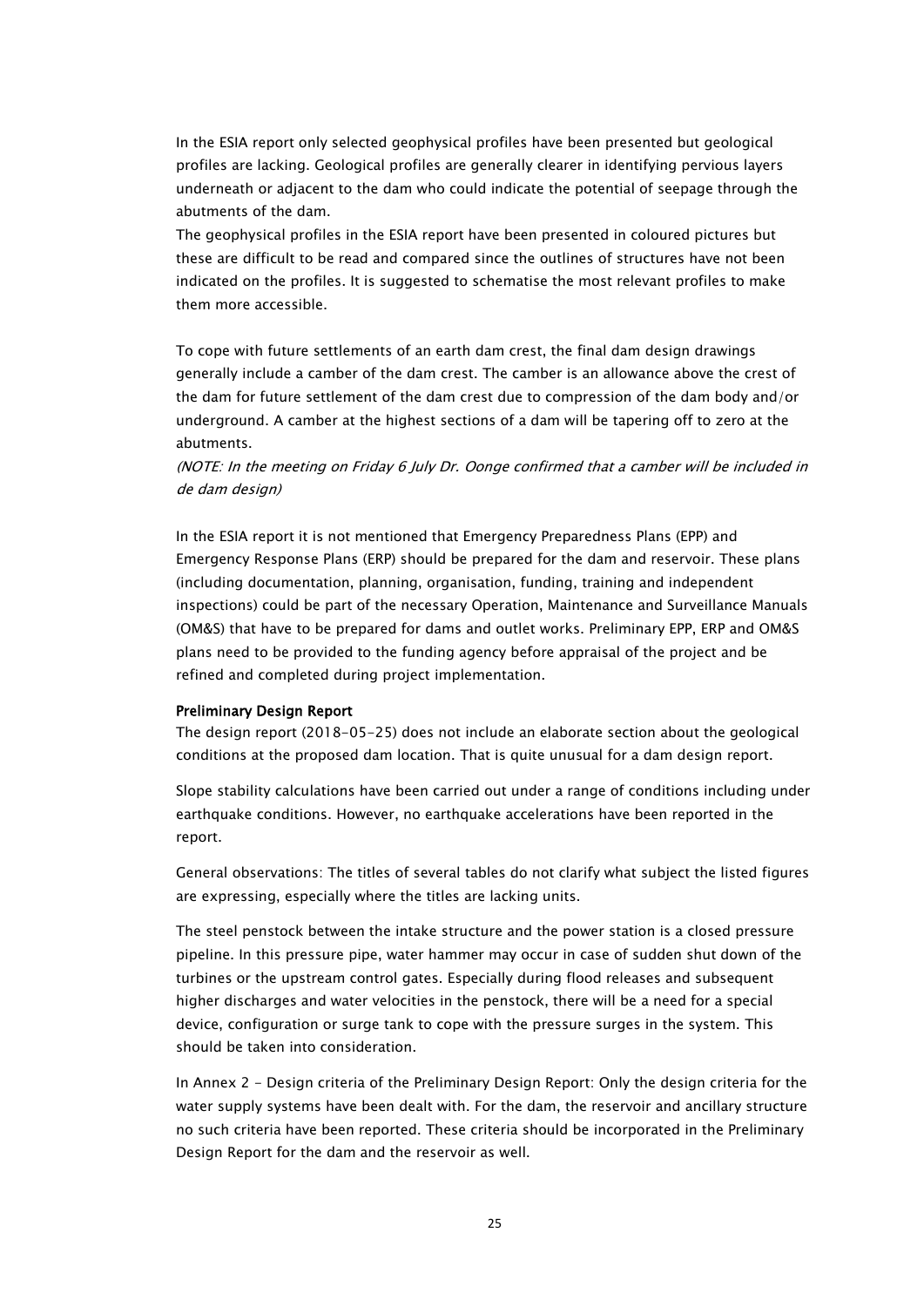In the ESIA report only selected geophysical profiles have been presented but geological profiles are lacking. Geological profiles are generally clearer in identifying pervious layers underneath or adjacent to the dam who could indicate the potential of seepage through the abutments of the dam.
The geophysical profiles in the ESIA report have been presented in coloured pictures but these are difficult to be read and compared since the outlines of structures have not been indicated on the profiles. It is suggested to schematise the most relevant profiles to make them more accessible.

To cope with future settlements of an earth dam crest, the final dam design drawings generally include a camber of the dam crest. The camber is an allowance above the crest of the dam for future settlement of the dam crest due to compression of the dam body and/or underground. A camber at the highest sections of a dam will be tapering off to zero at the abutments.
*(NOTE: In the meeting on Friday 6 July Dr. Oonge confirmed that a camber will be included in de dam design)*

In the ESIA report it is not mentioned that Emergency Preparedness Plans (EPP) and Emergency Response Plans (ERP) should be prepared for the dam and reservoir. These plans (including documentation, planning, organisation, funding, training and independent inspections) could be part of the necessary Operation, Maintenance and Surveillance Manuals (OM&S) that have to be prepared for dams and outlet works. Preliminary EPP, ERP and OM&S plans need to be provided to the funding agency before appraisal of the project and be refined and completed during project implementation.

**Preliminary Design Report**
The design report (2018-05-25) does not include an elaborate section about the geological conditions at the proposed dam location. That is quite unusual for a dam design report.

Slope stability calculations have been carried out under a range of conditions including under earthquake conditions. However, no earthquake accelerations have been reported in the report.

General observations: The titles of several tables do not clarify what subject the listed figures are expressing, especially where the titles are lacking units.

The steel penstock between the intake structure and the power station is a closed pressure pipeline. In this pressure pipe, water hammer may occur in case of sudden shut down of the turbines or the upstream control gates. Especially during flood releases and subsequent higher discharges and water velocities in the penstock, there will be a need for a special device, configuration or surge tank to cope with the pressure surges in the system. This should be taken into consideration.

In Annex 2 - Design criteria of the Preliminary Design Report: Only the design criteria for the water supply systems have been dealt with. For the dam, the reservoir and ancillary structure no such criteria have been reported. These criteria should be incorporated in the Preliminary Design Report for the dam and the reservoir as well.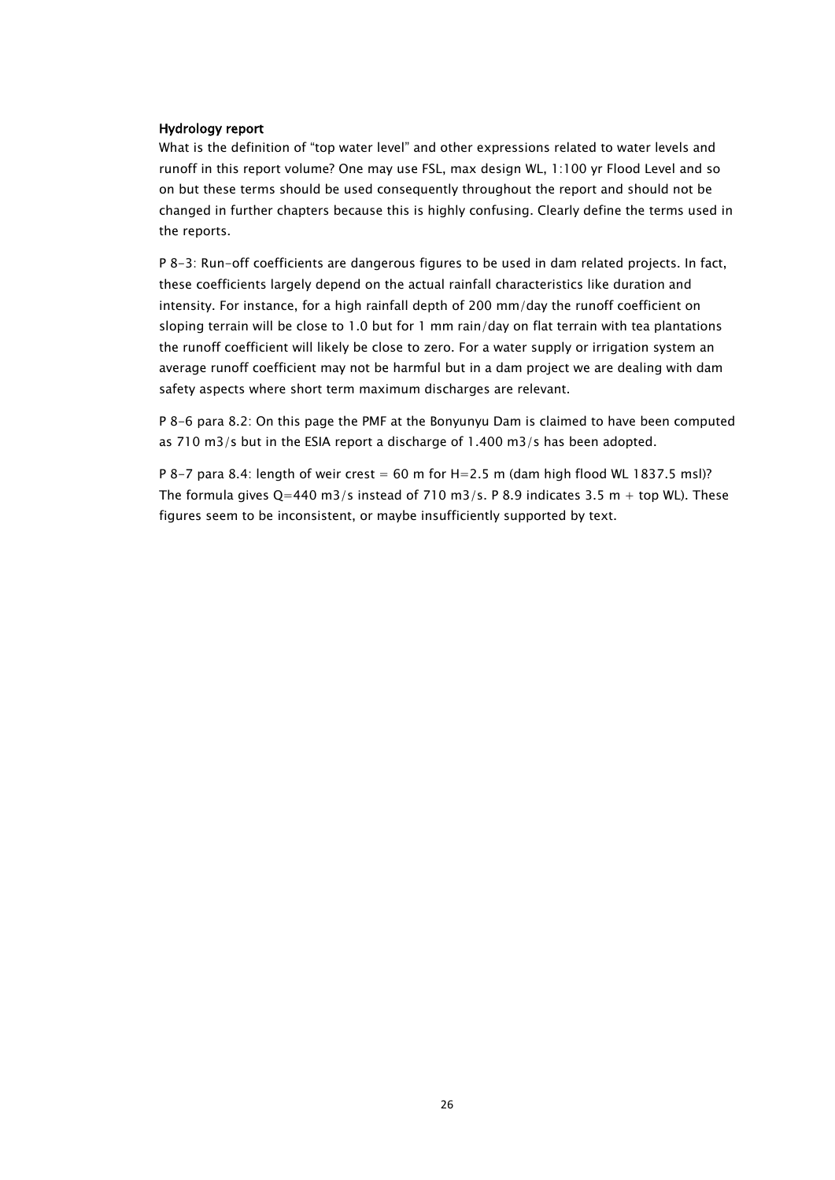**Hydrology report**

What is the definition of "top water level" and other expressions related to water levels and runoff in this report volume? One may use FSL, max design WL, 1:100 yr Flood Level and so on but these terms should be used consequently throughout the report and should not be changed in further chapters because this is highly confusing. Clearly define the terms used in the reports.

P 8-3: Run-off coefficients are dangerous figures to be used in dam related projects. In fact, these coefficients largely depend on the actual rainfall characteristics like duration and intensity. For instance, for a high rainfall depth of 200 mm/day the runoff coefficient on sloping terrain will be close to 1.0 but for 1 mm rain/day on flat terrain with tea plantations the runoff coefficient will likely be close to zero. For a water supply or irrigation system an average runoff coefficient may not be harmful but in a dam project we are dealing with dam safety aspects where short term maximum discharges are relevant.

P 8-6 para 8.2: On this page the PMF at the Bonyunyu Dam is claimed to have been computed as 710 m3/s but in the ESIA report a discharge of 1.400 m3/s has been adopted.

P 8-7 para 8.4: length of weir crest = 60 m for H=2.5 m (dam high flood WL 1837.5 msl)? The formula gives Q=440 m3/s instead of 710 m3/s. P 8.9 indicates 3.5 m + top WL). These figures seem to be inconsistent, or maybe insufficiently supported by text.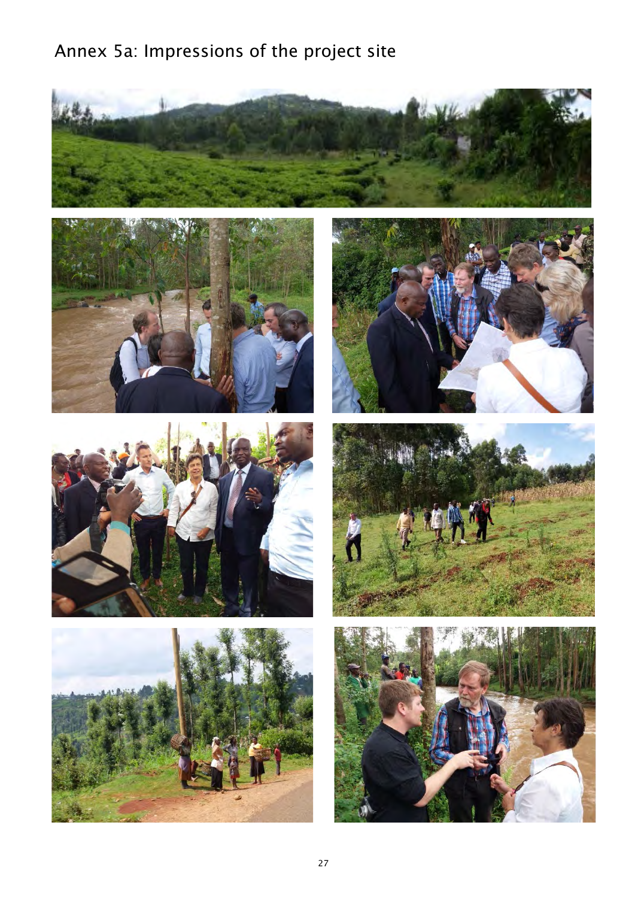# Annex 5a: Impressions of the project site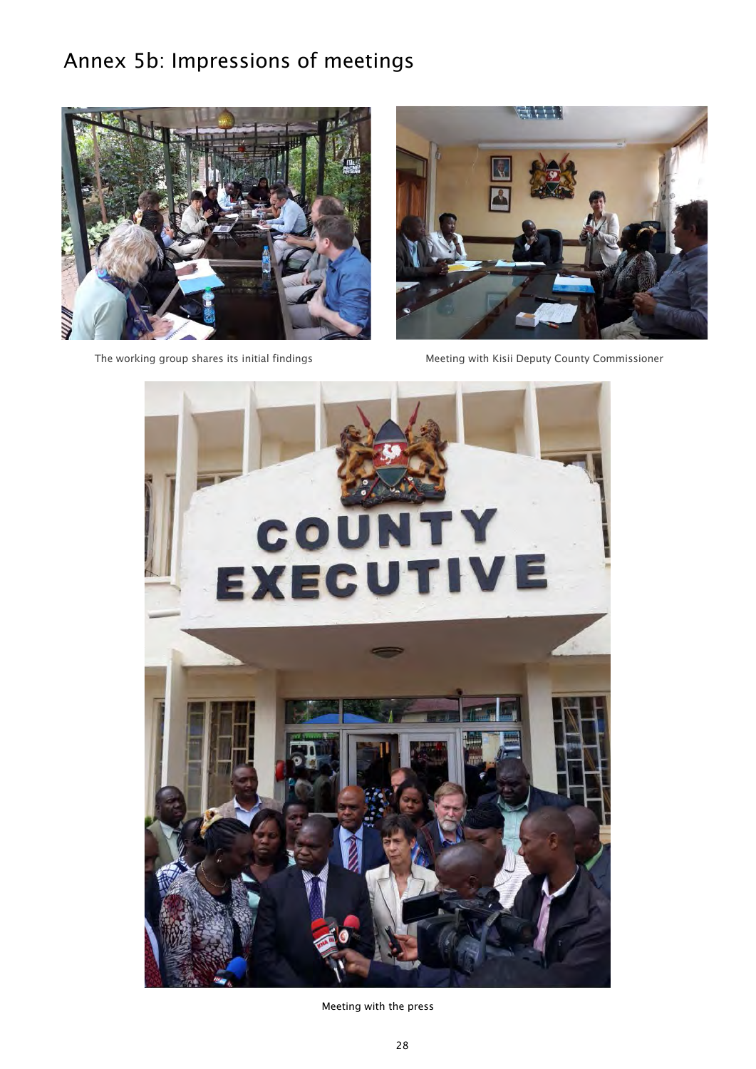# Annex 5b: Impressions of meetings

The working group shares its initial findings

Meeting with Kisii Deputy County Commissioner

Meeting with the press